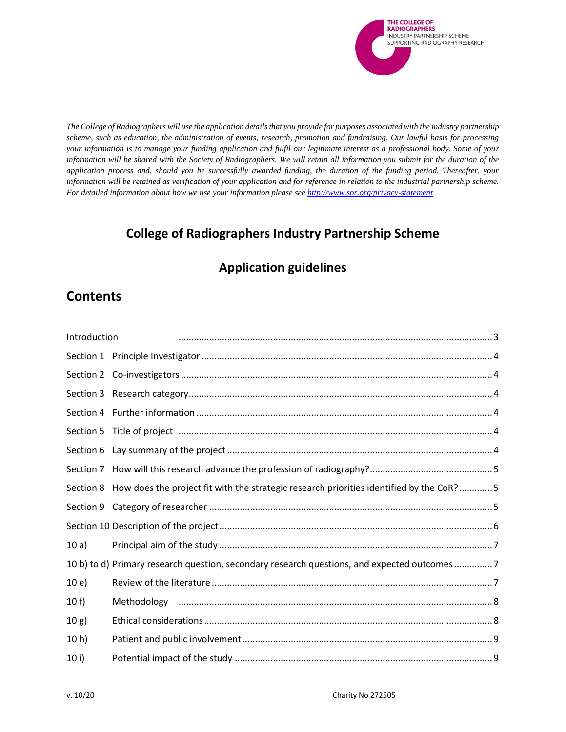THE COLLEGE OF RADIOGRAPHERS
INDUSTRY PARTNERSHIP SCHEME
SUPPORTING RADIOGRAPHY RESEARCH

*The College of Radiographers will use the application details that you provide for purposes associated with the industry partnership scheme, such as education, the administration of events, research, promotion and fundraising. Our lawful basis for processing your information is to manage your funding application and fulfil our legitimate interest as a professional body. Some of your information will be shared with the Society of Radiographers. We will retain all information you submit for the duration of the application process and, should you be successfully awarded funding, the duration of the funding period. Thereafter, your information will be retained as verification of your application and for reference in relation to the industrial partnership scheme. For detailed information about how we use your information please see [http://www.sor.org/privacy-statement](http://www.sor.org/privacy-statement)*

## College of Radiographers Industry Partnership Scheme

## Application guidelines

# Contents

| | | |
|---|---|---|
| Introduction | | 3 |
| Section 1 | Principle Investigator | 4 |
| Section 2 | Co-investigators | 4 |
| Section 3 | Research category | 4 |
| Section 4 | Further information | 4 |
| Section 5 | Title of project | 4 |
| Section 6 | Lay summary of the project | 4 |
| Section 7 | How will this research advance the profession of radiography? | 5 |
| Section 8 | How does the project fit with the strategic research priorities identified by the CoR? | 5 |
| Section 9 | Category of researcher | 5 |
| Section 10 | Description of the project | 6 |
| 10 a) | Principal aim of the study | 7 |
| 10 b) to d) | Primary research question, secondary research questions, and expected outcomes | 7 |
| 10 e) | Review of the literature | 7 |
| 10 f) | Methodology | 8 |
| 10 g) | Ethical considerations | 8 |
| 10 h) | Patient and public involvement | 9 |
| 10 i) | Potential impact of the study | 9 |

v. 10/20 Charity No 272505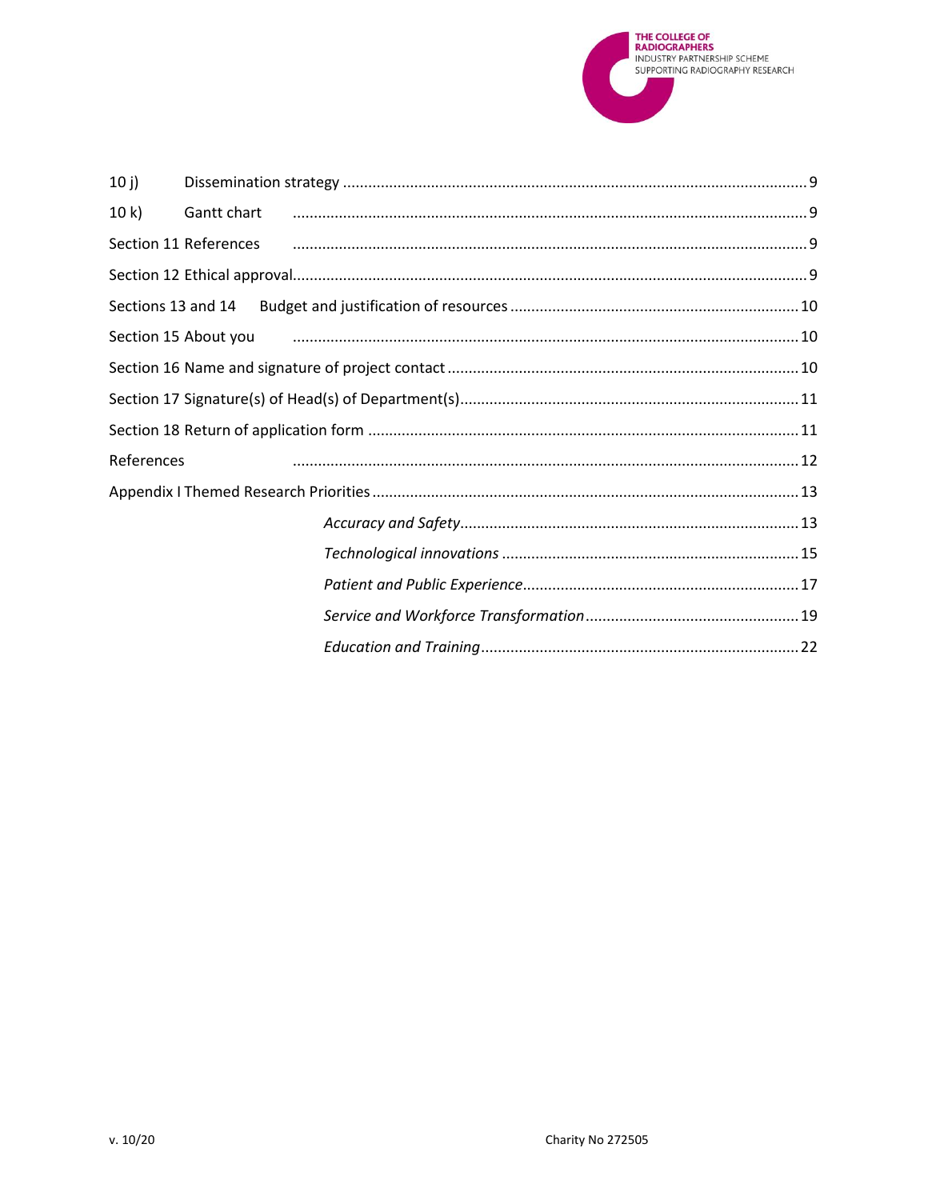10 j) Dissemination strategy ..... 9

10 k) Gantt chart ..... 9

Section 11 References ..... 9

Section 12 Ethical approval ..... 9

Sections 13 and 14 Budget and justification of resources ..... 10

Section 15 About you ..... 10

Section 16 Name and signature of project contact ..... 10

Section 17 Signature(s) of Head(s) of Department(s) ..... 11

Section 18 Return of application form ..... 11

References ..... 12

Appendix I Themed Research Priorities ..... 13

- *Accuracy and Safety* ..... 13
- *Technological innovations* ..... 15
- *Patient and Public Experience* ..... 17
- *Service and Workforce Transformation* ..... 19
- *Education and Training* ..... 22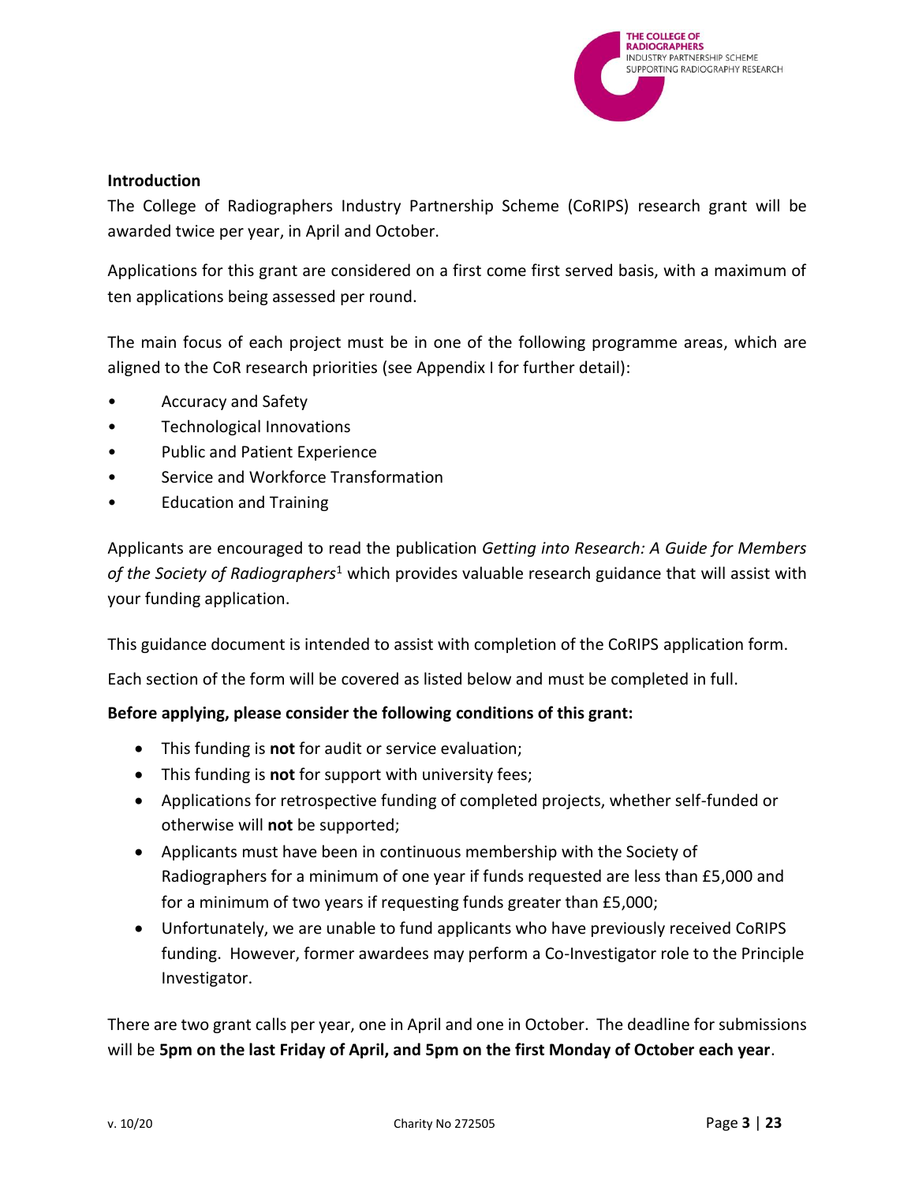## Introduction

The College of Radiographers Industry Partnership Scheme (CoRIPS) research grant will be awarded twice per year, in April and October.

Applications for this grant are considered on a first come first served basis, with a maximum of ten applications being assessed per round.

The main focus of each project must be in one of the following programme areas, which are aligned to the CoR research priorities (see Appendix I for further detail):

- Accuracy and Safety
- Technological Innovations
- Public and Patient Experience
- Service and Workforce Transformation
- Education and Training

Applicants are encouraged to read the publication *Getting into Research: A Guide for Members of the Society of Radiographers*[1] which provides valuable research guidance that will assist with your funding application.

This guidance document is intended to assist with completion of the CoRIPS application form.

Each section of the form will be covered as listed below and must be completed in full.

**Before applying, please consider the following conditions of this grant:**

- This funding is **not** for audit or service evaluation;
- This funding is **not** for support with university fees;
- Applications for retrospective funding of completed projects, whether self-funded or otherwise will **not** be supported;
- Applicants must have been in continuous membership with the Society of Radiographers for a minimum of one year if funds requested are less than £5,000 and for a minimum of two years if requesting funds greater than £5,000;
- Unfortunately, we are unable to fund applicants who have previously received CoRIPS funding. However, former awardees may perform a Co-Investigator role to the Principle Investigator.

There are two grant calls per year, one in April and one in October. The deadline for submissions will be **5pm on the last Friday of April, and 5pm on the first Monday of October each year**.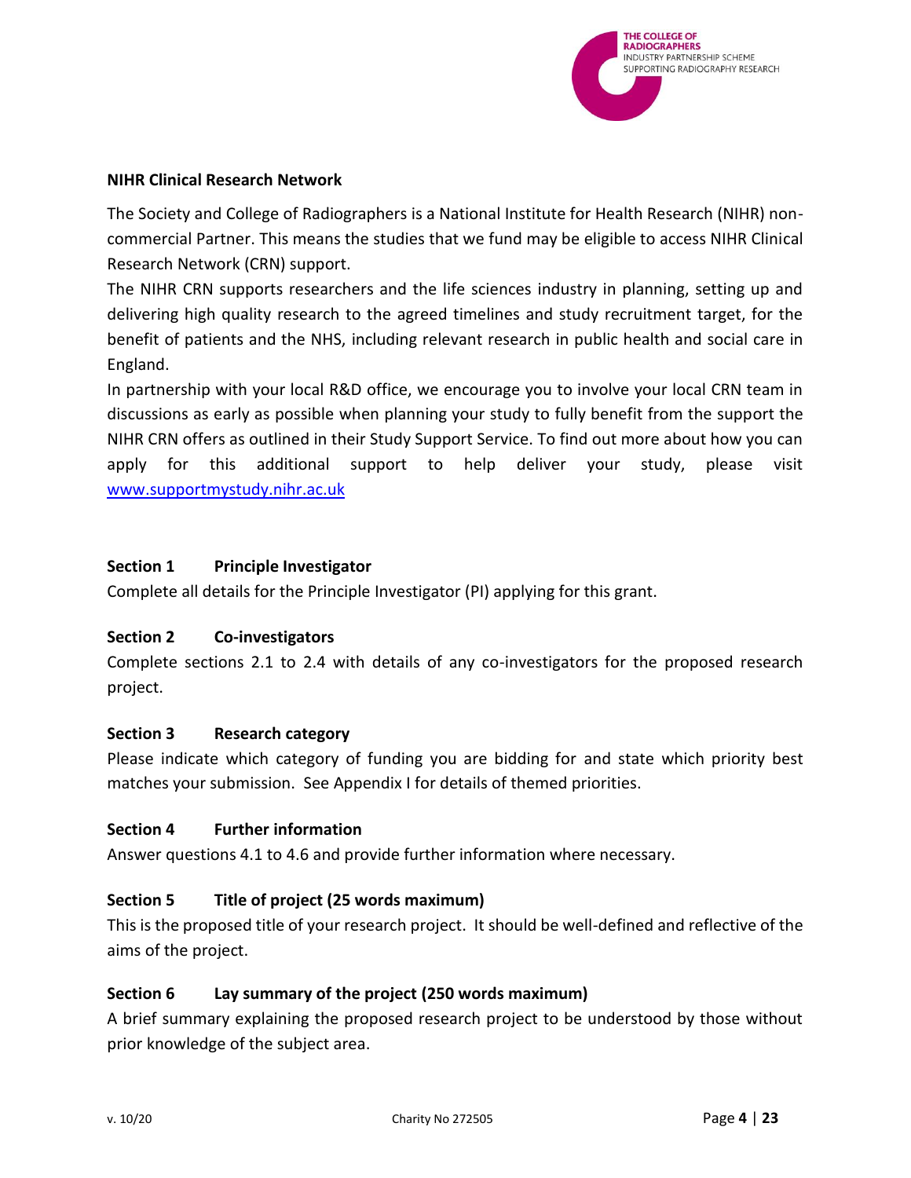### NIHR Clinical Research Network

The Society and College of Radiographers is a National Institute for Health Research (NIHR) non-commercial Partner. This means the studies that we fund may be eligible to access NIHR Clinical Research Network (CRN) support.

The NIHR CRN supports researchers and the life sciences industry in planning, setting up and delivering high quality research to the agreed timelines and study recruitment target, for the benefit of patients and the NHS, including relevant research in public health and social care in England.

In partnership with your local R&D office, we encourage you to involve your local CRN team in discussions as early as possible when planning your study to fully benefit from the support the NIHR CRN offers as outlined in their Study Support Service. To find out more about how you can apply for this additional support to help deliver your study, please visit [www.supportmystudy.nihr.ac.uk](www.supportmystudy.nihr.ac.uk)

### Section 1 Principle Investigator

Complete all details for the Principle Investigator (PI) applying for this grant.

### Section 2 Co-investigators

Complete sections 2.1 to 2.4 with details of any co-investigators for the proposed research project.

### Section 3 Research category

Please indicate which category of funding you are bidding for and state which priority best matches your submission. See Appendix I for details of themed priorities.

### Section 4 Further information

Answer questions 4.1 to 4.6 and provide further information where necessary.

### Section 5 Title of project (25 words maximum)

This is the proposed title of your research project. It should be well-defined and reflective of the aims of the project.

### Section 6 Lay summary of the project (250 words maximum)

A brief summary explaining the proposed research project to be understood by those without prior knowledge of the subject area.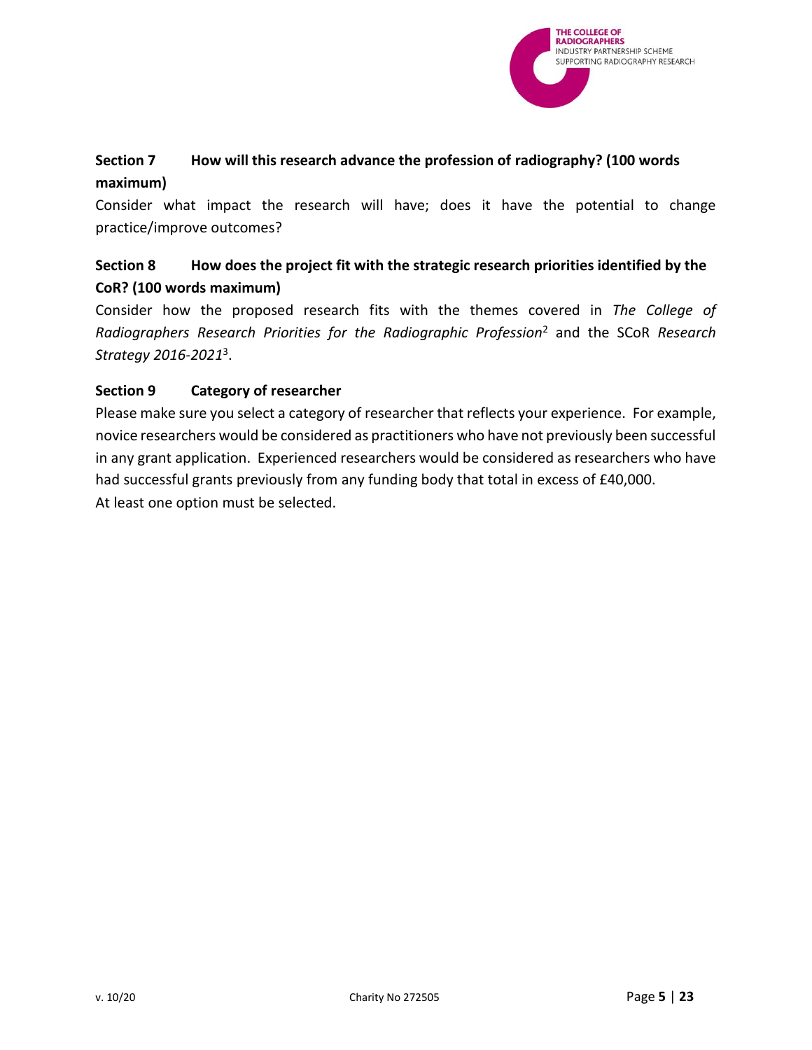### Section 7 How will this research advance the profession of radiography? (100 words maximum)

Consider what impact the research will have; does it have the potential to change practice/improve outcomes?

### Section 8 How does the project fit with the strategic research priorities identified by the CoR? (100 words maximum)

Consider how the proposed research fits with the themes covered in *The College of Radiographers Research Priorities for the Radiographic Profession*[2] and the SCoR *Research Strategy 2016-2021*[3].

### Section 9 Category of researcher

Please make sure you select a category of researcher that reflects your experience. For example, novice researchers would be considered as practitioners who have not previously been successful in any grant application. Experienced researchers would be considered as researchers who have had successful grants previously from any funding body that total in excess of £40,000.
At least one option must be selected.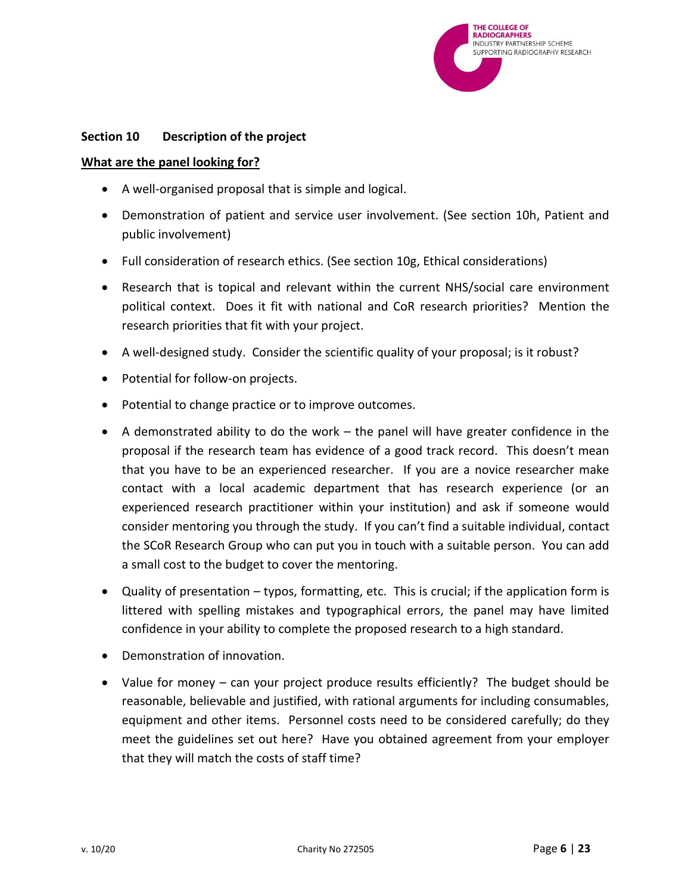## Section 10 Description of the project

**What are the panel looking for?**

- A well-organised proposal that is simple and logical.
- Demonstration of patient and service user involvement. (See section 10h, Patient and public involvement)
- Full consideration of research ethics. (See section 10g, Ethical considerations)
- Research that is topical and relevant within the current NHS/social care environment political context. Does it fit with national and CoR research priorities? Mention the research priorities that fit with your project.
- A well-designed study. Consider the scientific quality of your proposal; is it robust?
- Potential for follow-on projects.
- Potential to change practice or to improve outcomes.
- A demonstrated ability to do the work – the panel will have greater confidence in the proposal if the research team has evidence of a good track record. This doesn't mean that you have to be an experienced researcher. If you are a novice researcher make contact with a local academic department that has research experience (or an experienced research practitioner within your institution) and ask if someone would consider mentoring you through the study. If you can't find a suitable individual, contact the SCoR Research Group who can put you in touch with a suitable person. You can add a small cost to the budget to cover the mentoring.
- Quality of presentation – typos, formatting, etc. This is crucial; if the application form is littered with spelling mistakes and typographical errors, the panel may have limited confidence in your ability to complete the proposed research to a high standard.
- Demonstration of innovation.
- Value for money – can your project produce results efficiently? The budget should be reasonable, believable and justified, with rational arguments for including consumables, equipment and other items. Personnel costs need to be considered carefully; do they meet the guidelines set out here? Have you obtained agreement from your employer that they will match the costs of staff time?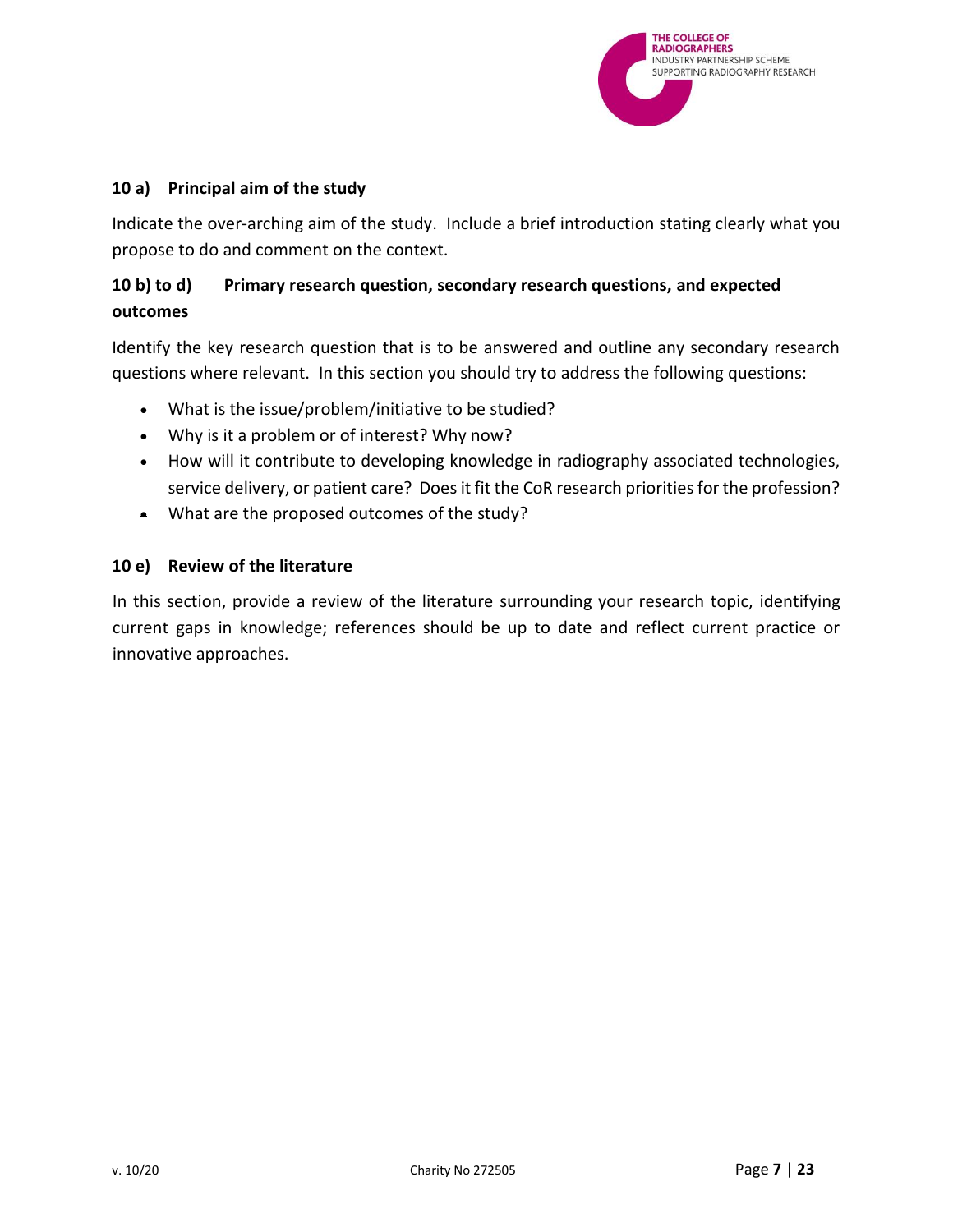### 10 a) Principal aim of the study

Indicate the over-arching aim of the study. Include a brief introduction stating clearly what you propose to do and comment on the context.

### 10 b) to d) Primary research question, secondary research questions, and expected outcomes

Identify the key research question that is to be answered and outline any secondary research questions where relevant. In this section you should try to address the following questions:

- What is the issue/problem/initiative to be studied?
- Why is it a problem or of interest? Why now?
- How will it contribute to developing knowledge in radiography associated technologies, service delivery, or patient care? Does it fit the CoR research priorities for the profession?
- What are the proposed outcomes of the study?

### 10 e) Review of the literature

In this section, provide a review of the literature surrounding your research topic, identifying current gaps in knowledge; references should be up to date and reflect current practice or innovative approaches.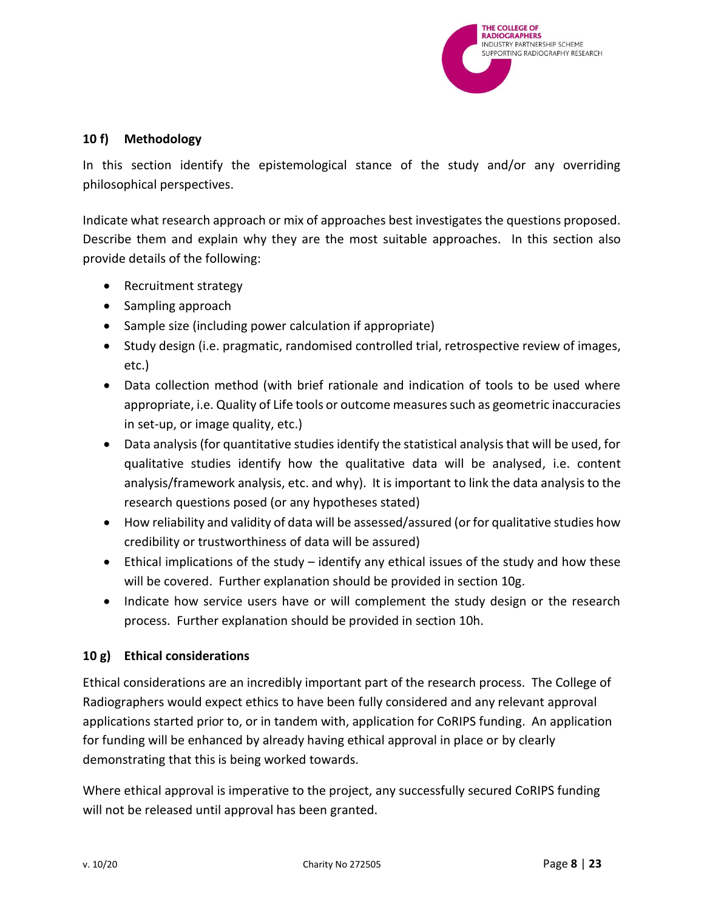### 10 f) Methodology

In this section identify the epistemological stance of the study and/or any overriding philosophical perspectives.

Indicate what research approach or mix of approaches best investigates the questions proposed. Describe them and explain why they are the most suitable approaches. In this section also provide details of the following:

- Recruitment strategy
- Sampling approach
- Sample size (including power calculation if appropriate)
- Study design (i.e. pragmatic, randomised controlled trial, retrospective review of images, etc.)
- Data collection method (with brief rationale and indication of tools to be used where appropriate, i.e. Quality of Life tools or outcome measures such as geometric inaccuracies in set-up, or image quality, etc.)
- Data analysis (for quantitative studies identify the statistical analysis that will be used, for qualitative studies identify how the qualitative data will be analysed, i.e. content analysis/framework analysis, etc. and why). It is important to link the data analysis to the research questions posed (or any hypotheses stated)
- How reliability and validity of data will be assessed/assured (or for qualitative studies how credibility or trustworthiness of data will be assured)
- Ethical implications of the study – identify any ethical issues of the study and how these will be covered. Further explanation should be provided in section 10g.
- Indicate how service users have or will complement the study design or the research process. Further explanation should be provided in section 10h.

### 10 g) Ethical considerations

Ethical considerations are an incredibly important part of the research process. The College of Radiographers would expect ethics to have been fully considered and any relevant approval applications started prior to, or in tandem with, application for CoRIPS funding. An application for funding will be enhanced by already having ethical approval in place or by clearly demonstrating that this is being worked towards.

Where ethical approval is imperative to the project, any successfully secured CoRIPS funding will not be released until approval has been granted.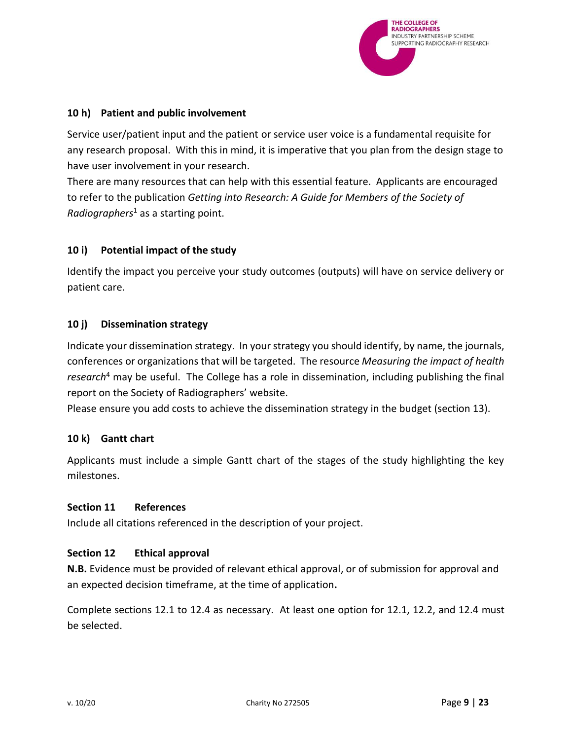### 10 h) Patient and public involvement

Service user/patient input and the patient or service user voice is a fundamental requisite for any research proposal. With this in mind, it is imperative that you plan from the design stage to have user involvement in your research.

There are many resources that can help with this essential feature. Applicants are encouraged to refer to the publication *Getting into Research: A Guide for Members of the Society of Radiographers*[1] as a starting point.

### 10 i) Potential impact of the study

Identify the impact you perceive your study outcomes (outputs) will have on service delivery or patient care.

### 10 j) Dissemination strategy

Indicate your dissemination strategy. In your strategy you should identify, by name, the journals, conferences or organizations that will be targeted. The resource *Measuring the impact of health research*[4] may be useful. The College has a role in dissemination, including publishing the final report on the Society of Radiographers' website.

Please ensure you add costs to achieve the dissemination strategy in the budget (section 13).

### 10 k) Gantt chart

Applicants must include a simple Gantt chart of the stages of the study highlighting the key milestones.

## Section 11 References

Include all citations referenced in the description of your project.

## Section 12 Ethical approval

**N.B.** Evidence must be provided of relevant ethical approval, or of submission for approval and an expected decision timeframe, at the time of application**.**

Complete sections 12.1 to 12.4 as necessary. At least one option for 12.1, 12.2, and 12.4 must be selected.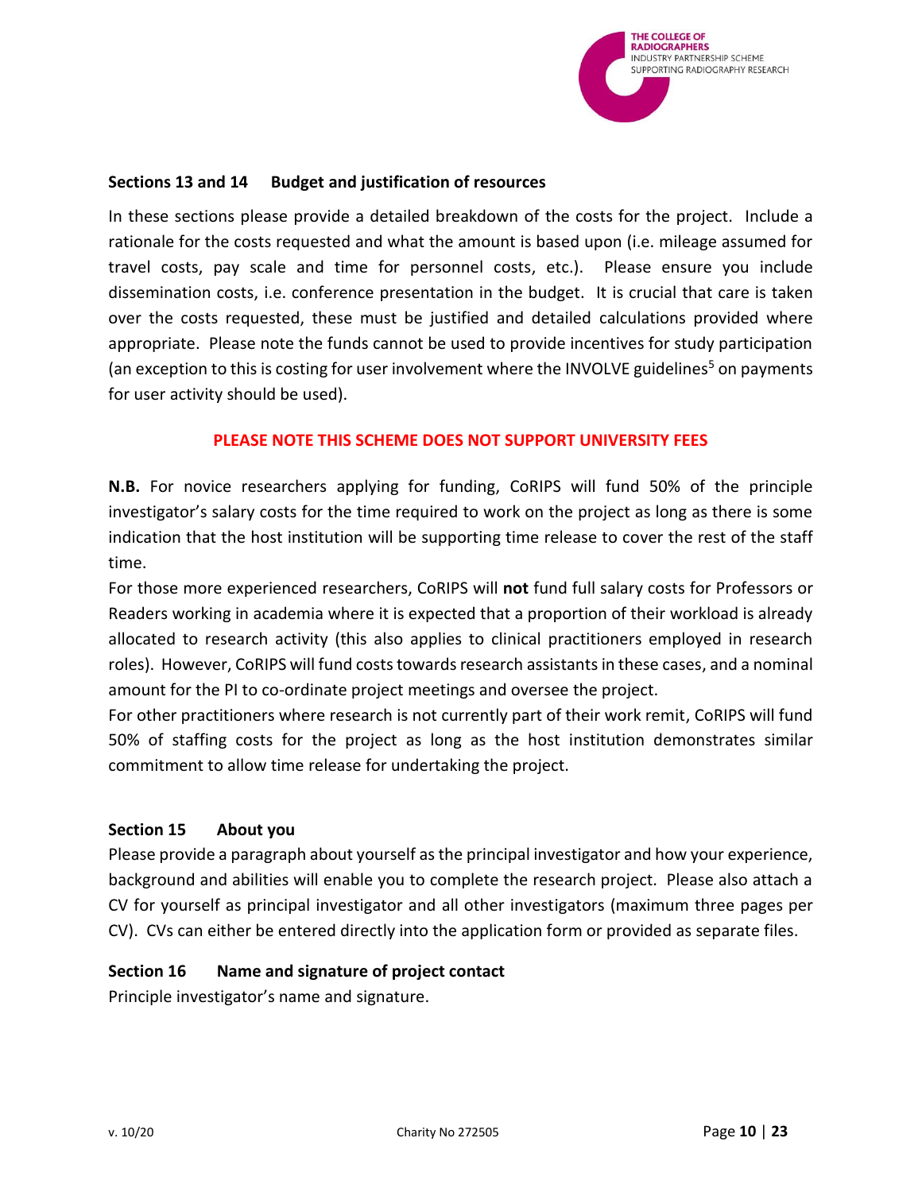## Sections 13 and 14 Budget and justification of resources

In these sections please provide a detailed breakdown of the costs for the project. Include a rationale for the costs requested and what the amount is based upon (i.e. mileage assumed for travel costs, pay scale and time for personnel costs, etc.). Please ensure you include dissemination costs, i.e. conference presentation in the budget. It is crucial that care is taken over the costs requested, these must be justified and detailed calculations provided where appropriate. Please note the funds cannot be used to provide incentives for study participation (an exception to this is costing for user involvement where the INVOLVE guidelines[5] on payments for user activity should be used).

**PLEASE NOTE THIS SCHEME DOES NOT SUPPORT UNIVERSITY FEES**

**N.B.** For novice researchers applying for funding, CoRIPS will fund 50% of the principle investigator's salary costs for the time required to work on the project as long as there is some indication that the host institution will be supporting time release to cover the rest of the staff time.

For those more experienced researchers, CoRIPS will **not** fund full salary costs for Professors or Readers working in academia where it is expected that a proportion of their workload is already allocated to research activity (this also applies to clinical practitioners employed in research roles). However, CoRIPS will fund costs towards research assistants in these cases, and a nominal amount for the PI to co-ordinate project meetings and oversee the project.

For other practitioners where research is not currently part of their work remit, CoRIPS will fund 50% of staffing costs for the project as long as the host institution demonstrates similar commitment to allow time release for undertaking the project.

## Section 15 About you

Please provide a paragraph about yourself as the principal investigator and how your experience, background and abilities will enable you to complete the research project. Please also attach a CV for yourself as principal investigator and all other investigators (maximum three pages per CV). CVs can either be entered directly into the application form or provided as separate files.

## Section 16 Name and signature of project contact

Principle investigator's name and signature.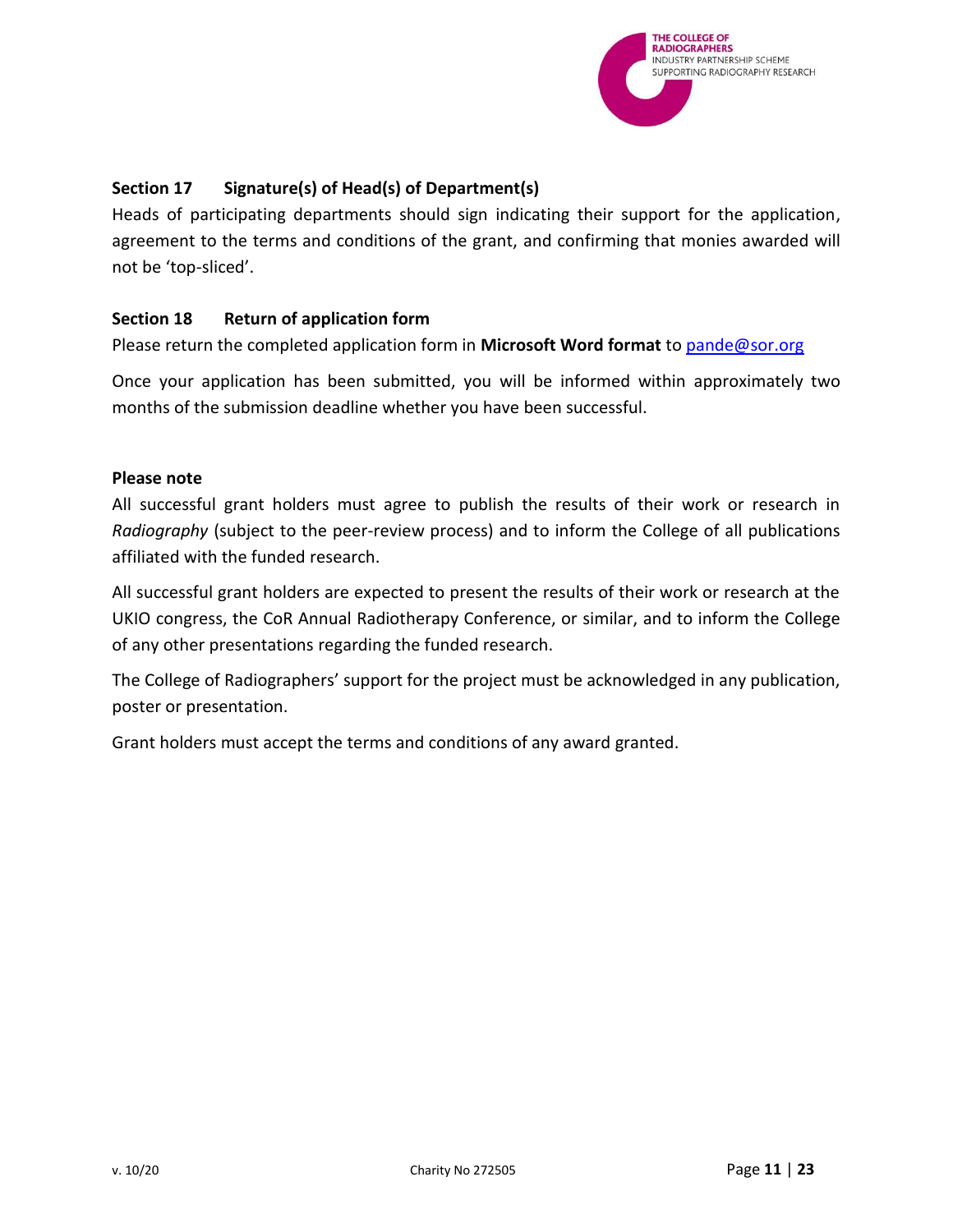### Section 17 Signature(s) of Head(s) of Department(s)

Heads of participating departments should sign indicating their support for the application, agreement to the terms and conditions of the grant, and confirming that monies awarded will not be 'top-sliced'.

### Section 18 Return of application form

Please return the completed application form in **Microsoft Word format** to pande@sor.org

Once your application has been submitted, you will be informed within approximately two months of the submission deadline whether you have been successful.

**Please note**

All successful grant holders must agree to publish the results of their work or research in *Radiography* (subject to the peer-review process) and to inform the College of all publications affiliated with the funded research.

All successful grant holders are expected to present the results of their work or research at the UKIO congress, the CoR Annual Radiotherapy Conference, or similar, and to inform the College of any other presentations regarding the funded research.

The College of Radiographers' support for the project must be acknowledged in any publication, poster or presentation.

Grant holders must accept the terms and conditions of any award granted.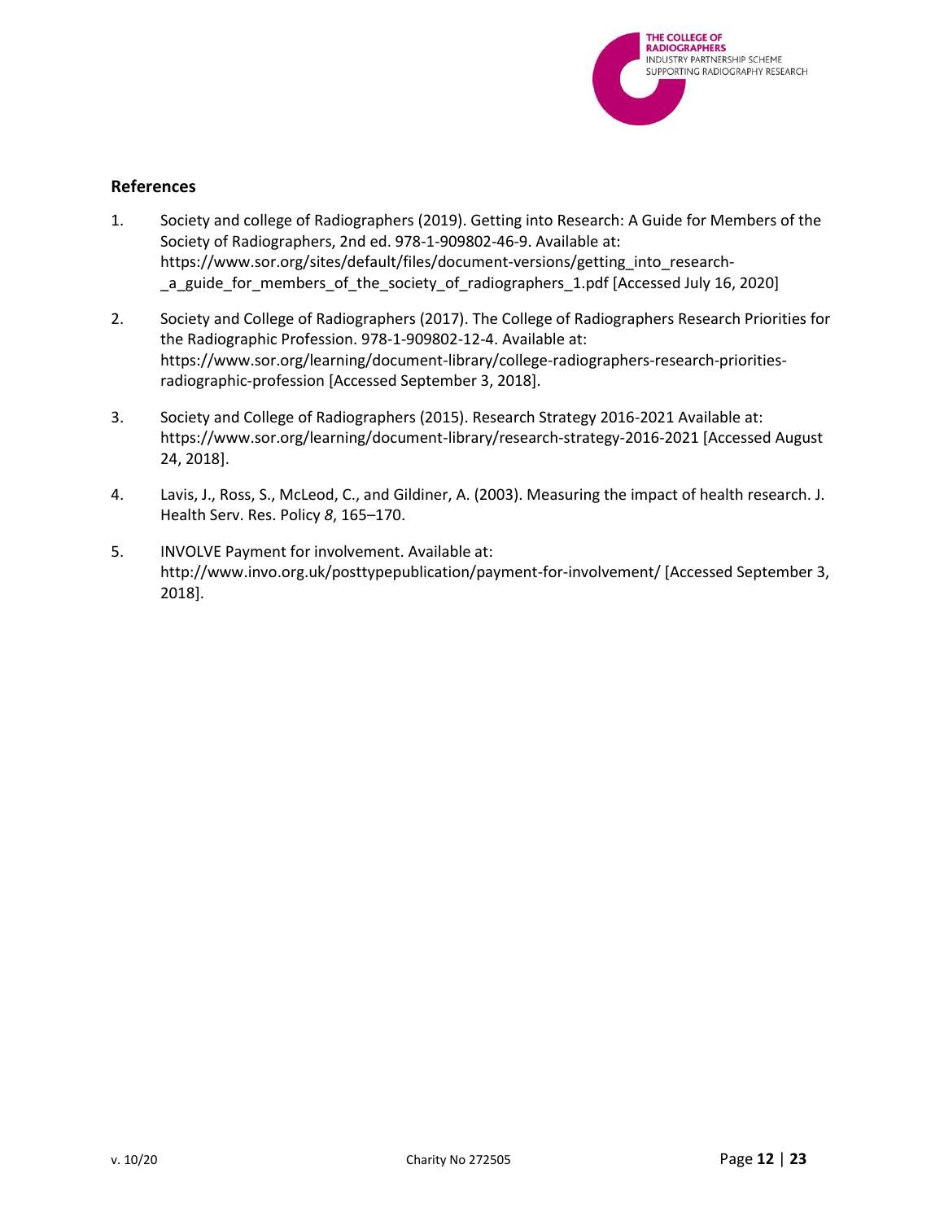## References

1. Society and college of Radiographers (2019). Getting into Research: A Guide for Members of the Society of Radiographers, 2nd ed. 978-1-909802-46-9. Available at: https://www.sor.org/sites/default/files/document-versions/getting_into_research-_a_guide_for_members_of_the_society_of_radiographers_1.pdf [Accessed July 16, 2020]

2. Society and College of Radiographers (2017). The College of Radiographers Research Priorities for the Radiographic Profession. 978-1-909802-12-4. Available at: https://www.sor.org/learning/document-library/college-radiographers-research-priorities-radiographic-profession [Accessed September 3, 2018].

3. Society and College of Radiographers (2015). Research Strategy 2016-2021 Available at: https://www.sor.org/learning/document-library/research-strategy-2016-2021 [Accessed August 24, 2018].

4. Lavis, J., Ross, S., McLeod, C., and Gildiner, A. (2003). Measuring the impact of health research. J. Health Serv. Res. Policy *8*, 165–170.

5. INVOLVE Payment for involvement. Available at: http://www.invo.org.uk/posttypepublication/payment-for-involvement/ [Accessed September 3, 2018].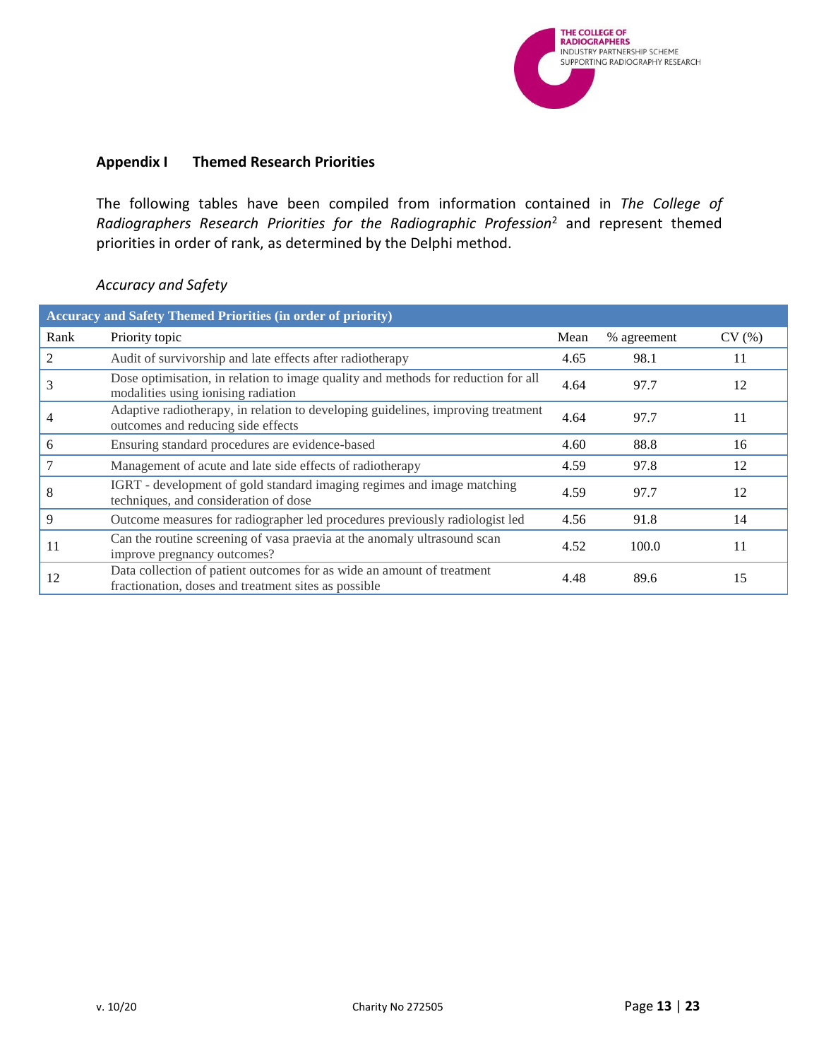## Appendix I Themed Research Priorities

The following tables have been compiled from information contained in *The College of Radiographers Research Priorities for the Radiographic Profession*[2] and represent themed priorities in order of rank, as determined by the Delphi method.

*Accuracy and Safety*

| Accuracy and Safety Themed Priorities (in order of priority) | | | | |
|---|---|---|---|---|
| Rank | Priority topic | Mean | % agreement | CV (%) |
| 2 | Audit of survivorship and late effects after radiotherapy | 4.65 | 98.1 | 11 |
| 3 | Dose optimisation, in relation to image quality and methods for reduction for all modalities using ionising radiation | 4.64 | 97.7 | 12 |
| 4 | Adaptive radiotherapy, in relation to developing guidelines, improving treatment outcomes and reducing side effects | 4.64 | 97.7 | 11 |
| 6 | Ensuring standard procedures are evidence-based | 4.60 | 88.8 | 16 |
| 7 | Management of acute and late side effects of radiotherapy | 4.59 | 97.8 | 12 |
| 8 | IGRT - development of gold standard imaging regimes and image matching techniques, and consideration of dose | 4.59 | 97.7 | 12 |
| 9 | Outcome measures for radiographer led procedures previously radiologist led | 4.56 | 91.8 | 14 |
| 11 | Can the routine screening of vasa praevia at the anomaly ultrasound scan improve pregnancy outcomes? | 4.52 | 100.0 | 11 |
| 12 | Data collection of patient outcomes for as wide an amount of treatment fractionation, doses and treatment sites as possible | 4.48 | 89.6 | 15 |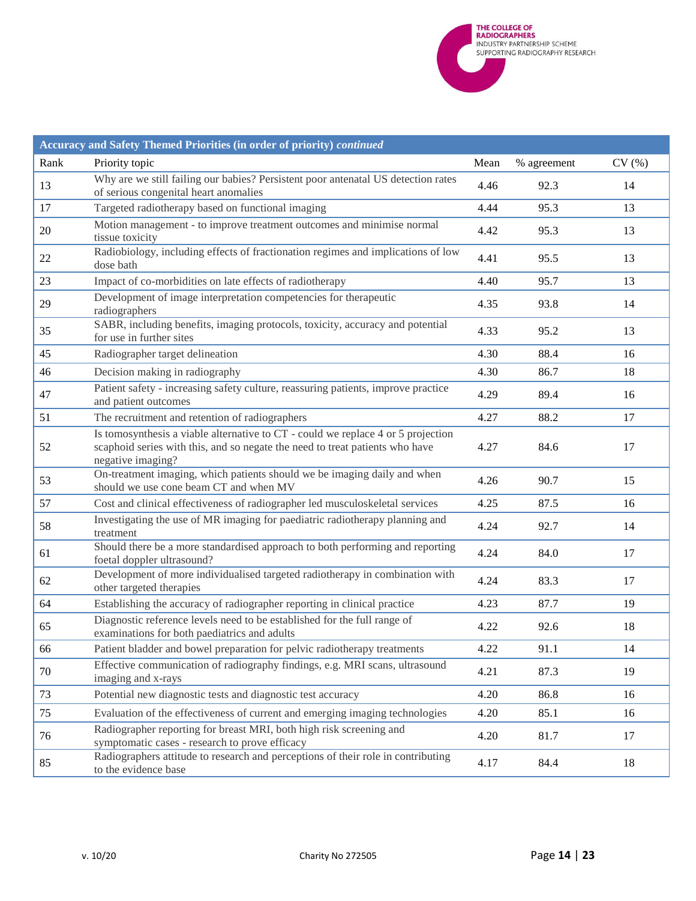| Accuracy and Safety Themed Priorities (in order of priority) *continued* | | | | |
|---|---|---|---|---|
| Rank | Priority topic | Mean | % agreement | CV (%) |
| 13 | Why are we still failing our babies? Persistent poor antenatal US detection rates of serious congenital heart anomalies | 4.46 | 92.3 | 14 |
| 17 | Targeted radiotherapy based on functional imaging | 4.44 | 95.3 | 13 |
| 20 | Motion management - to improve treatment outcomes and minimise normal tissue toxicity | 4.42 | 95.3 | 13 |
| 22 | Radiobiology, including effects of fractionation regimes and implications of low dose bath | 4.41 | 95.5 | 13 |
| 23 | Impact of co-morbidities on late effects of radiotherapy | 4.40 | 95.7 | 13 |
| 29 | Development of image interpretation competencies for therapeutic radiographers | 4.35 | 93.8 | 14 |
| 35 | SABR, including benefits, imaging protocols, toxicity, accuracy and potential for use in further sites | 4.33 | 95.2 | 13 |
| 45 | Radiographer target delineation | 4.30 | 88.4 | 16 |
| 46 | Decision making in radiography | 4.30 | 86.7 | 18 |
| 47 | Patient safety - increasing safety culture, reassuring patients, improve practice and patient outcomes | 4.29 | 89.4 | 16 |
| 51 | The recruitment and retention of radiographers | 4.27 | 88.2 | 17 |
| 52 | Is tomosynthesis a viable alternative to CT - could we replace 4 or 5 projection scaphoid series with this, and so negate the need to treat patients who have negative imaging? | 4.27 | 84.6 | 17 |
| 53 | On-treatment imaging, which patients should we be imaging daily and when should we use cone beam CT and when MV | 4.26 | 90.7 | 15 |
| 57 | Cost and clinical effectiveness of radiographer led musculoskeletal services | 4.25 | 87.5 | 16 |
| 58 | Investigating the use of MR imaging for paediatric radiotherapy planning and treatment | 4.24 | 92.7 | 14 |
| 61 | Should there be a more standardised approach to both performing and reporting foetal doppler ultrasound? | 4.24 | 84.0 | 17 |
| 62 | Development of more individualised targeted radiotherapy in combination with other targeted therapies | 4.24 | 83.3 | 17 |
| 64 | Establishing the accuracy of radiographer reporting in clinical practice | 4.23 | 87.7 | 19 |
| 65 | Diagnostic reference levels need to be established for the full range of examinations for both paediatrics and adults | 4.22 | 92.6 | 18 |
| 66 | Patient bladder and bowel preparation for pelvic radiotherapy treatments | 4.22 | 91.1 | 14 |
| 70 | Effective communication of radiography findings, e.g. MRI scans, ultrasound imaging and x-rays | 4.21 | 87.3 | 19 |
| 73 | Potential new diagnostic tests and diagnostic test accuracy | 4.20 | 86.8 | 16 |
| 75 | Evaluation of the effectiveness of current and emerging imaging technologies | 4.20 | 85.1 | 16 |
| 76 | Radiographer reporting for breast MRI, both high risk screening and symptomatic cases - research to prove efficacy | 4.20 | 81.7 | 17 |
| 85 | Radiographers attitude to research and perceptions of their role in contributing to the evidence base | 4.17 | 84.4 | 18 |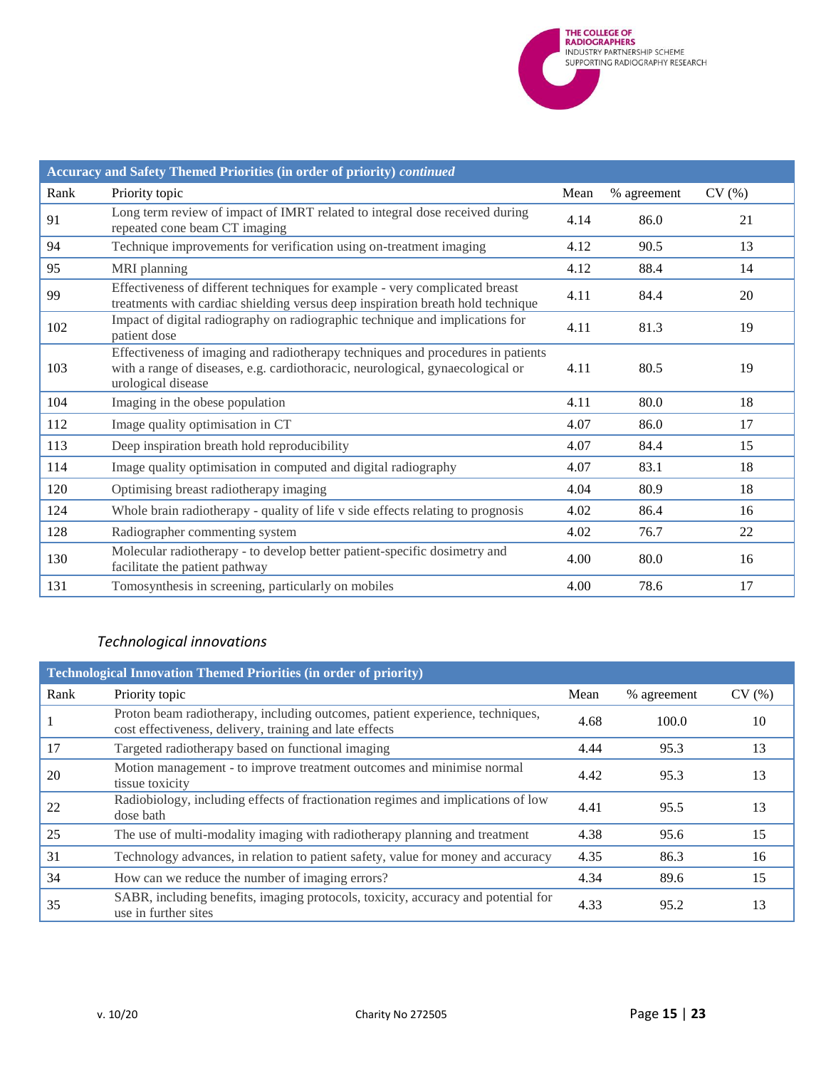| Accuracy and Safety Themed Priorities (in order of priority) *continued* | | | | |
|---|---|---|---|---|
| Rank | Priority topic | Mean | % agreement | CV (%) |
| 91 | Long term review of impact of IMRT related to integral dose received during repeated cone beam CT imaging | 4.14 | 86.0 | 21 |
| 94 | Technique improvements for verification using on-treatment imaging | 4.12 | 90.5 | 13 |
| 95 | MRI planning | 4.12 | 88.4 | 14 |
| 99 | Effectiveness of different techniques for example - very complicated breast treatments with cardiac shielding versus deep inspiration breath hold technique | 4.11 | 84.4 | 20 |
| 102 | Impact of digital radiography on radiographic technique and implications for patient dose | 4.11 | 81.3 | 19 |
| 103 | Effectiveness of imaging and radiotherapy techniques and procedures in patients with a range of diseases, e.g. cardiothoracic, neurological, gynaecological or urological disease | 4.11 | 80.5 | 19 |
| 104 | Imaging in the obese population | 4.11 | 80.0 | 18 |
| 112 | Image quality optimisation in CT | 4.07 | 86.0 | 17 |
| 113 | Deep inspiration breath hold reproducibility | 4.07 | 84.4 | 15 |
| 114 | Image quality optimisation in computed and digital radiography | 4.07 | 83.1 | 18 |
| 120 | Optimising breast radiotherapy imaging | 4.04 | 80.9 | 18 |
| 124 | Whole brain radiotherapy - quality of life v side effects relating to prognosis | 4.02 | 86.4 | 16 |
| 128 | Radiographer commenting system | 4.02 | 76.7 | 22 |
| 130 | Molecular radiotherapy - to develop better patient-specific dosimetry and facilitate the patient pathway | 4.00 | 80.0 | 16 |
| 131 | Tomosynthesis in screening, particularly on mobiles | 4.00 | 78.6 | 17 |

### *Technological innovations*

| Technological Innovation Themed Priorities (in order of priority) | | | | |
|---|---|---|---|---|
| Rank | Priority topic | Mean | % agreement | CV (%) |
| 1 | Proton beam radiotherapy, including outcomes, patient experience, techniques, cost effectiveness, delivery, training and late effects | 4.68 | 100.0 | 10 |
| 17 | Targeted radiotherapy based on functional imaging | 4.44 | 95.3 | 13 |
| 20 | Motion management - to improve treatment outcomes and minimise normal tissue toxicity | 4.42 | 95.3 | 13 |
| 22 | Radiobiology, including effects of fractionation regimes and implications of low dose bath | 4.41 | 95.5 | 13 |
| 25 | The use of multi-modality imaging with radiotherapy planning and treatment | 4.38 | 95.6 | 15 |
| 31 | Technology advances, in relation to patient safety, value for money and accuracy | 4.35 | 86.3 | 16 |
| 34 | How can we reduce the number of imaging errors? | 4.34 | 89.6 | 15 |
| 35 | SABR, including benefits, imaging protocols, toxicity, accuracy and potential for use in further sites | 4.33 | 95.2 | 13 |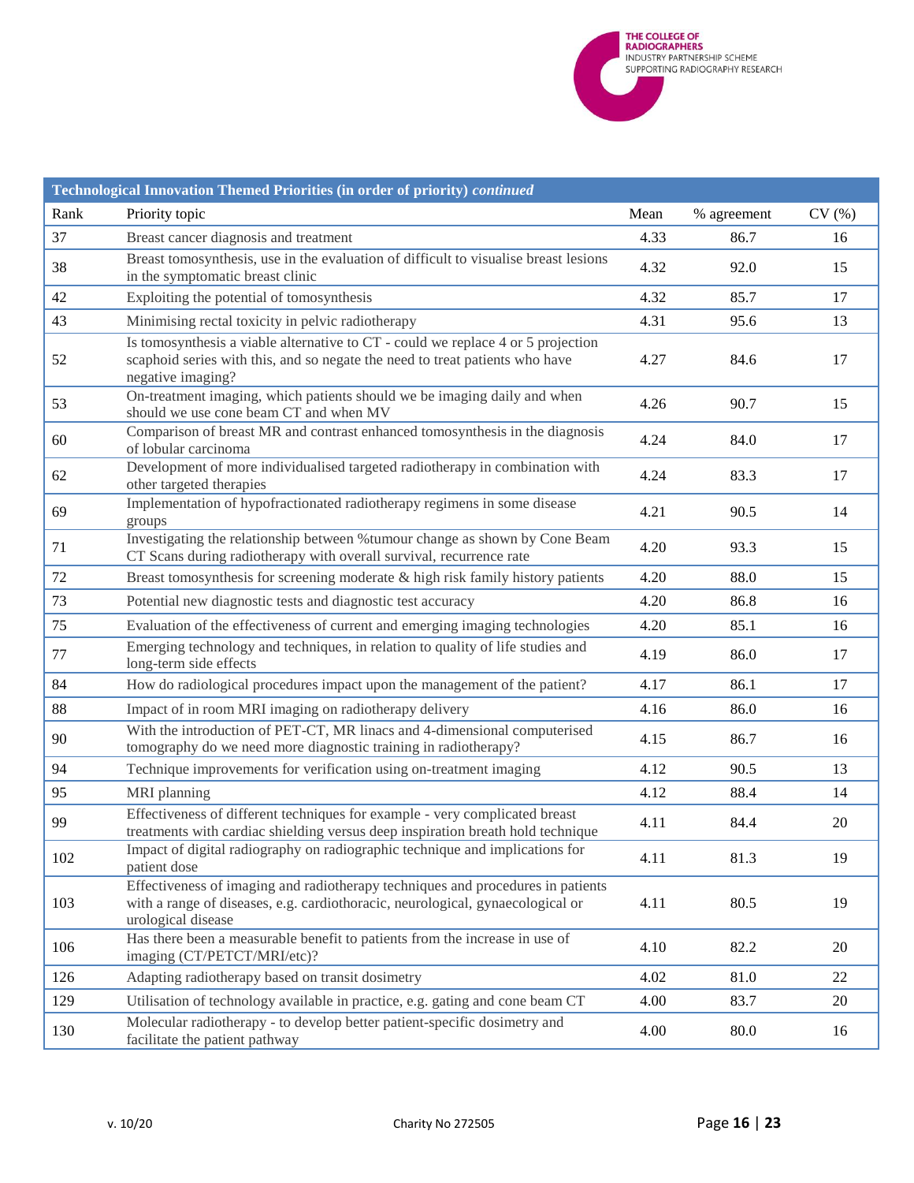| Technological Innovation Themed Priorities (in order of priority) *continued* | | | | |
|---|---|---|---|---|
| Rank | Priority topic | Mean | % agreement | CV (%) |
| 37 | Breast cancer diagnosis and treatment | 4.33 | 86.7 | 16 |
| 38 | Breast tomosynthesis, use in the evaluation of difficult to visualise breast lesions in the symptomatic breast clinic | 4.32 | 92.0 | 15 |
| 42 | Exploiting the potential of tomosynthesis | 4.32 | 85.7 | 17 |
| 43 | Minimising rectal toxicity in pelvic radiotherapy | 4.31 | 95.6 | 13 |
| 52 | Is tomosynthesis a viable alternative to CT - could we replace 4 or 5 projection scaphoid series with this, and so negate the need to treat patients who have negative imaging? | 4.27 | 84.6 | 17 |
| 53 | On-treatment imaging, which patients should we be imaging daily and when should we use cone beam CT and when MV | 4.26 | 90.7 | 15 |
| 60 | Comparison of breast MR and contrast enhanced tomosynthesis in the diagnosis of lobular carcinoma | 4.24 | 84.0 | 17 |
| 62 | Development of more individualised targeted radiotherapy in combination with other targeted therapies | 4.24 | 83.3 | 17 |
| 69 | Implementation of hypofractionated radiotherapy regimens in some disease groups | 4.21 | 90.5 | 14 |
| 71 | Investigating the relationship between %tumour change as shown by Cone Beam CT Scans during radiotherapy with overall survival, recurrence rate | 4.20 | 93.3 | 15 |
| 72 | Breast tomosynthesis for screening moderate & high risk family history patients | 4.20 | 88.0 | 15 |
| 73 | Potential new diagnostic tests and diagnostic test accuracy | 4.20 | 86.8 | 16 |
| 75 | Evaluation of the effectiveness of current and emerging imaging technologies | 4.20 | 85.1 | 16 |
| 77 | Emerging technology and techniques, in relation to quality of life studies and long-term side effects | 4.19 | 86.0 | 17 |
| 84 | How do radiological procedures impact upon the management of the patient? | 4.17 | 86.1 | 17 |
| 88 | Impact of in room MRI imaging on radiotherapy delivery | 4.16 | 86.0 | 16 |
| 90 | With the introduction of PET-CT, MR linacs and 4-dimensional computerised tomography do we need more diagnostic training in radiotherapy? | 4.15 | 86.7 | 16 |
| 94 | Technique improvements for verification using on-treatment imaging | 4.12 | 90.5 | 13 |
| 95 | MRI planning | 4.12 | 88.4 | 14 |
| 99 | Effectiveness of different techniques for example - very complicated breast treatments with cardiac shielding versus deep inspiration breath hold technique | 4.11 | 84.4 | 20 |
| 102 | Impact of digital radiography on radiographic technique and implications for patient dose | 4.11 | 81.3 | 19 |
| 103 | Effectiveness of imaging and radiotherapy techniques and procedures in patients with a range of diseases, e.g. cardiothoracic, neurological, gynaecological or urological disease | 4.11 | 80.5 | 19 |
| 106 | Has there been a measurable benefit to patients from the increase in use of imaging (CT/PETCT/MRI/etc)? | 4.10 | 82.2 | 20 |
| 126 | Adapting radiotherapy based on transit dosimetry | 4.02 | 81.0 | 22 |
| 129 | Utilisation of technology available in practice, e.g. gating and cone beam CT | 4.00 | 83.7 | 20 |
| 130 | Molecular radiotherapy - to develop better patient-specific dosimetry and facilitate the patient pathway | 4.00 | 80.0 | 16 |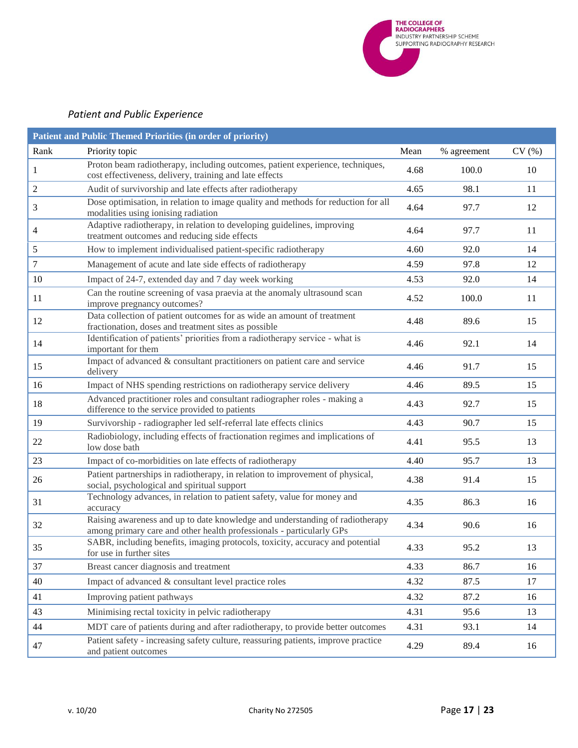*Patient and Public Experience*

| Patient and Public Themed Priorities (in order of priority) | | | | |
|---|---|---|---|---|
| Rank | Priority topic | Mean | % agreement | CV (%) |
| 1 | Proton beam radiotherapy, including outcomes, patient experience, techniques, cost effectiveness, delivery, training and late effects | 4.68 | 100.0 | 10 |
| 2 | Audit of survivorship and late effects after radiotherapy | 4.65 | 98.1 | 11 |
| 3 | Dose optimisation, in relation to image quality and methods for reduction for all modalities using ionising radiation | 4.64 | 97.7 | 12 |
| 4 | Adaptive radiotherapy, in relation to developing guidelines, improving treatment outcomes and reducing side effects | 4.64 | 97.7 | 11 |
| 5 | How to implement individualised patient-specific radiotherapy | 4.60 | 92.0 | 14 |
| 7 | Management of acute and late side effects of radiotherapy | 4.59 | 97.8 | 12 |
| 10 | Impact of 24-7, extended day and 7 day week working | 4.53 | 92.0 | 14 |
| 11 | Can the routine screening of vasa praevia at the anomaly ultrasound scan improve pregnancy outcomes? | 4.52 | 100.0 | 11 |
| 12 | Data collection of patient outcomes for as wide an amount of treatment fractionation, doses and treatment sites as possible | 4.48 | 89.6 | 15 |
| 14 | Identification of patients' priorities from a radiotherapy service - what is important for them | 4.46 | 92.1 | 14 |
| 15 | Impact of advanced & consultant practitioners on patient care and service delivery | 4.46 | 91.7 | 15 |
| 16 | Impact of NHS spending restrictions on radiotherapy service delivery | 4.46 | 89.5 | 15 |
| 18 | Advanced practitioner roles and consultant radiographer roles - making a difference to the service provided to patients | 4.43 | 92.7 | 15 |
| 19 | Survivorship - radiographer led self-referral late effects clinics | 4.43 | 90.7 | 15 |
| 22 | Radiobiology, including effects of fractionation regimes and implications of low dose bath | 4.41 | 95.5 | 13 |
| 23 | Impact of co-morbidities on late effects of radiotherapy | 4.40 | 95.7 | 13 |
| 26 | Patient partnerships in radiotherapy, in relation to improvement of physical, social, psychological and spiritual support | 4.38 | 91.4 | 15 |
| 31 | Technology advances, in relation to patient safety, value for money and accuracy | 4.35 | 86.3 | 16 |
| 32 | Raising awareness and up to date knowledge and understanding of radiotherapy among primary care and other health professionals - particularly GPs | 4.34 | 90.6 | 16 |
| 35 | SABR, including benefits, imaging protocols, toxicity, accuracy and potential for use in further sites | 4.33 | 95.2 | 13 |
| 37 | Breast cancer diagnosis and treatment | 4.33 | 86.7 | 16 |
| 40 | Impact of advanced & consultant level practice roles | 4.32 | 87.5 | 17 |
| 41 | Improving patient pathways | 4.32 | 87.2 | 16 |
| 43 | Minimising rectal toxicity in pelvic radiotherapy | 4.31 | 95.6 | 13 |
| 44 | MDT care of patients during and after radiotherapy, to provide better outcomes | 4.31 | 93.1 | 14 |
| 47 | Patient safety - increasing safety culture, reassuring patients, improve practice and patient outcomes | 4.29 | 89.4 | 16 |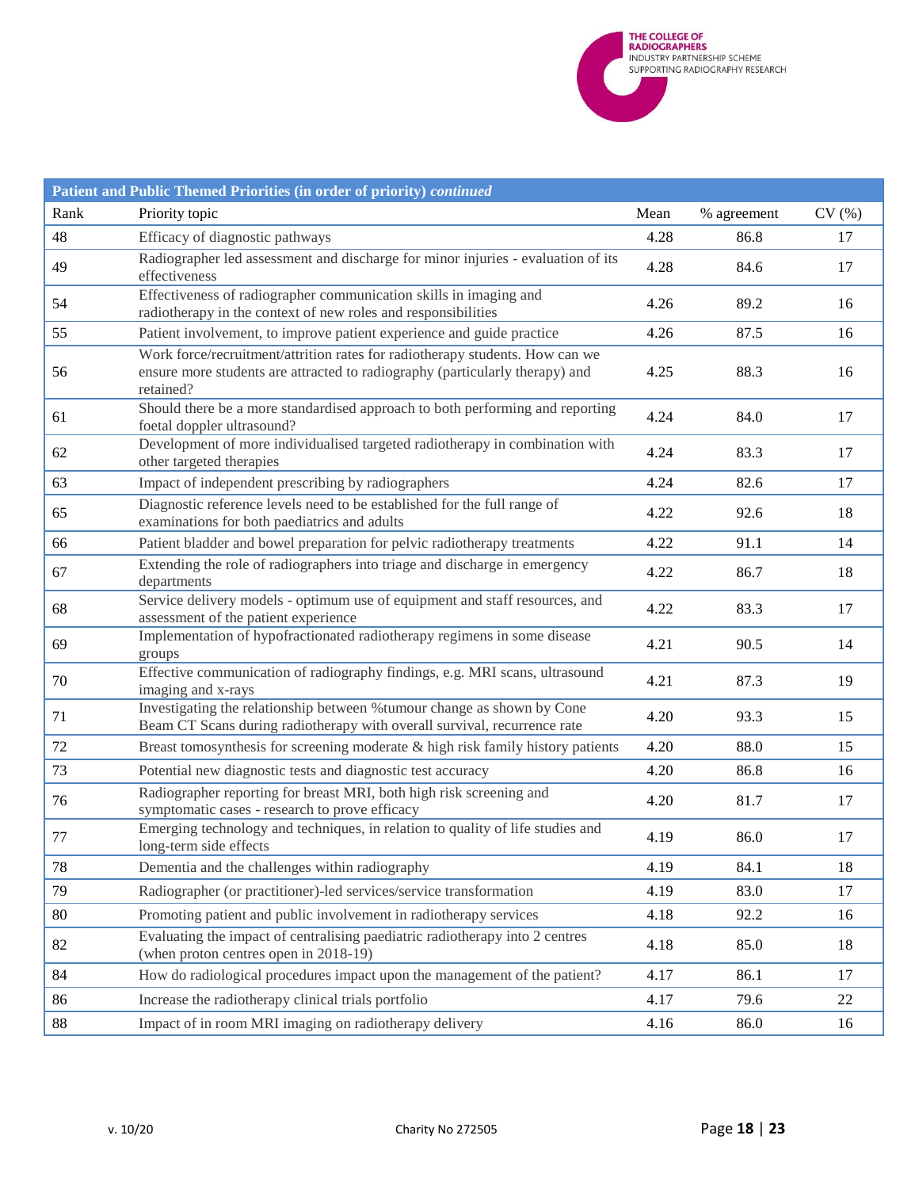| Patient and Public Themed Priorities (in order of priority) *continued* | | | | |
|---|---|---|---|---|
| Rank | Priority topic | Mean | % agreement | CV (%) |
| 48 | Efficacy of diagnostic pathways | 4.28 | 86.8 | 17 |
| 49 | Radiographer led assessment and discharge for minor injuries - evaluation of its effectiveness | 4.28 | 84.6 | 17 |
| 54 | Effectiveness of radiographer communication skills in imaging and radiotherapy in the context of new roles and responsibilities | 4.26 | 89.2 | 16 |
| 55 | Patient involvement, to improve patient experience and guide practice | 4.26 | 87.5 | 16 |
| 56 | Work force/recruitment/attrition rates for radiotherapy students. How can we ensure more students are attracted to radiography (particularly therapy) and retained? | 4.25 | 88.3 | 16 |
| 61 | Should there be a more standardised approach to both performing and reporting foetal doppler ultrasound? | 4.24 | 84.0 | 17 |
| 62 | Development of more individualised targeted radiotherapy in combination with other targeted therapies | 4.24 | 83.3 | 17 |
| 63 | Impact of independent prescribing by radiographers | 4.24 | 82.6 | 17 |
| 65 | Diagnostic reference levels need to be established for the full range of examinations for both paediatrics and adults | 4.22 | 92.6 | 18 |
| 66 | Patient bladder and bowel preparation for pelvic radiotherapy treatments | 4.22 | 91.1 | 14 |
| 67 | Extending the role of radiographers into triage and discharge in emergency departments | 4.22 | 86.7 | 18 |
| 68 | Service delivery models - optimum use of equipment and staff resources, and assessment of the patient experience | 4.22 | 83.3 | 17 |
| 69 | Implementation of hypofractionated radiotherapy regimens in some disease groups | 4.21 | 90.5 | 14 |
| 70 | Effective communication of radiography findings, e.g. MRI scans, ultrasound imaging and x-rays | 4.21 | 87.3 | 19 |
| 71 | Investigating the relationship between %tumour change as shown by Cone Beam CT Scans during radiotherapy with overall survival, recurrence rate | 4.20 | 93.3 | 15 |
| 72 | Breast tomosynthesis for screening moderate & high risk family history patients | 4.20 | 88.0 | 15 |
| 73 | Potential new diagnostic tests and diagnostic test accuracy | 4.20 | 86.8 | 16 |
| 76 | Radiographer reporting for breast MRI, both high risk screening and symptomatic cases - research to prove efficacy | 4.20 | 81.7 | 17 |
| 77 | Emerging technology and techniques, in relation to quality of life studies and long-term side effects | 4.19 | 86.0 | 17 |
| 78 | Dementia and the challenges within radiography | 4.19 | 84.1 | 18 |
| 79 | Radiographer (or practitioner)-led services/service transformation | 4.19 | 83.0 | 17 |
| 80 | Promoting patient and public involvement in radiotherapy services | 4.18 | 92.2 | 16 |
| 82 | Evaluating the impact of centralising paediatric radiotherapy into 2 centres (when proton centres open in 2018-19) | 4.18 | 85.0 | 18 |
| 84 | How do radiological procedures impact upon the management of the patient? | 4.17 | 86.1 | 17 |
| 86 | Increase the radiotherapy clinical trials portfolio | 4.17 | 79.6 | 22 |
| 88 | Impact of in room MRI imaging on radiotherapy delivery | 4.16 | 86.0 | 16 |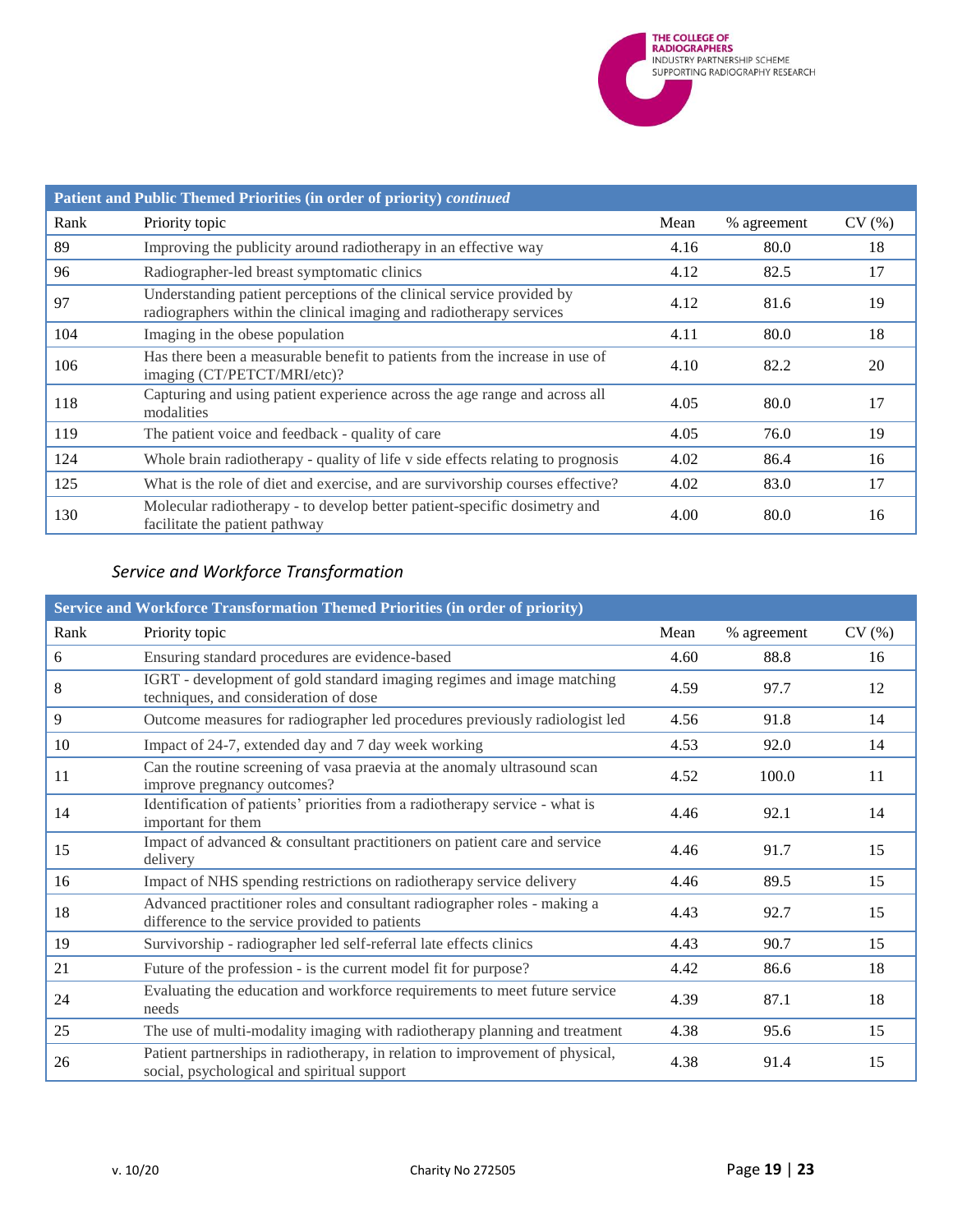| Patient and Public Themed Priorities (in order of priority) *continued* | | | | |
|---|---|---|---|---|
| Rank | Priority topic | Mean | % agreement | CV (%) |
| 89 | Improving the publicity around radiotherapy in an effective way | 4.16 | 80.0 | 18 |
| 96 | Radiographer-led breast symptomatic clinics | 4.12 | 82.5 | 17 |
| 97 | Understanding patient perceptions of the clinical service provided by radiographers within the clinical imaging and radiotherapy services | 4.12 | 81.6 | 19 |
| 104 | Imaging in the obese population | 4.11 | 80.0 | 18 |
| 106 | Has there been a measurable benefit to patients from the increase in use of imaging (CT/PETCT/MRI/etc)? | 4.10 | 82.2 | 20 |
| 118 | Capturing and using patient experience across the age range and across all modalities | 4.05 | 80.0 | 17 |
| 119 | The patient voice and feedback - quality of care | 4.05 | 76.0 | 19 |
| 124 | Whole brain radiotherapy - quality of life v side effects relating to prognosis | 4.02 | 86.4 | 16 |
| 125 | What is the role of diet and exercise, and are survivorship courses effective? | 4.02 | 83.0 | 17 |
| 130 | Molecular radiotherapy - to develop better patient-specific dosimetry and facilitate the patient pathway | 4.00 | 80.0 | 16 |

### *Service and Workforce Transformation*

| Service and Workforce Transformation Themed Priorities (in order of priority) | | | | |
|---|---|---|---|---|
| Rank | Priority topic | Mean | % agreement | CV (%) |
| 6 | Ensuring standard procedures are evidence-based | 4.60 | 88.8 | 16 |
| 8 | IGRT - development of gold standard imaging regimes and image matching techniques, and consideration of dose | 4.59 | 97.7 | 12 |
| 9 | Outcome measures for radiographer led procedures previously radiologist led | 4.56 | 91.8 | 14 |
| 10 | Impact of 24-7, extended day and 7 day week working | 4.53 | 92.0 | 14 |
| 11 | Can the routine screening of vasa praevia at the anomaly ultrasound scan improve pregnancy outcomes? | 4.52 | 100.0 | 11 |
| 14 | Identification of patients' priorities from a radiotherapy service - what is important for them | 4.46 | 92.1 | 14 |
| 15 | Impact of advanced & consultant practitioners on patient care and service delivery | 4.46 | 91.7 | 15 |
| 16 | Impact of NHS spending restrictions on radiotherapy service delivery | 4.46 | 89.5 | 15 |
| 18 | Advanced practitioner roles and consultant radiographer roles - making a difference to the service provided to patients | 4.43 | 92.7 | 15 |
| 19 | Survivorship - radiographer led self-referral late effects clinics | 4.43 | 90.7 | 15 |
| 21 | Future of the profession - is the current model fit for purpose? | 4.42 | 86.6 | 18 |
| 24 | Evaluating the education and workforce requirements to meet future service needs | 4.39 | 87.1 | 18 |
| 25 | The use of multi-modality imaging with radiotherapy planning and treatment | 4.38 | 95.6 | 15 |
| 26 | Patient partnerships in radiotherapy, in relation to improvement of physical, social, psychological and spiritual support | 4.38 | 91.4 | 15 |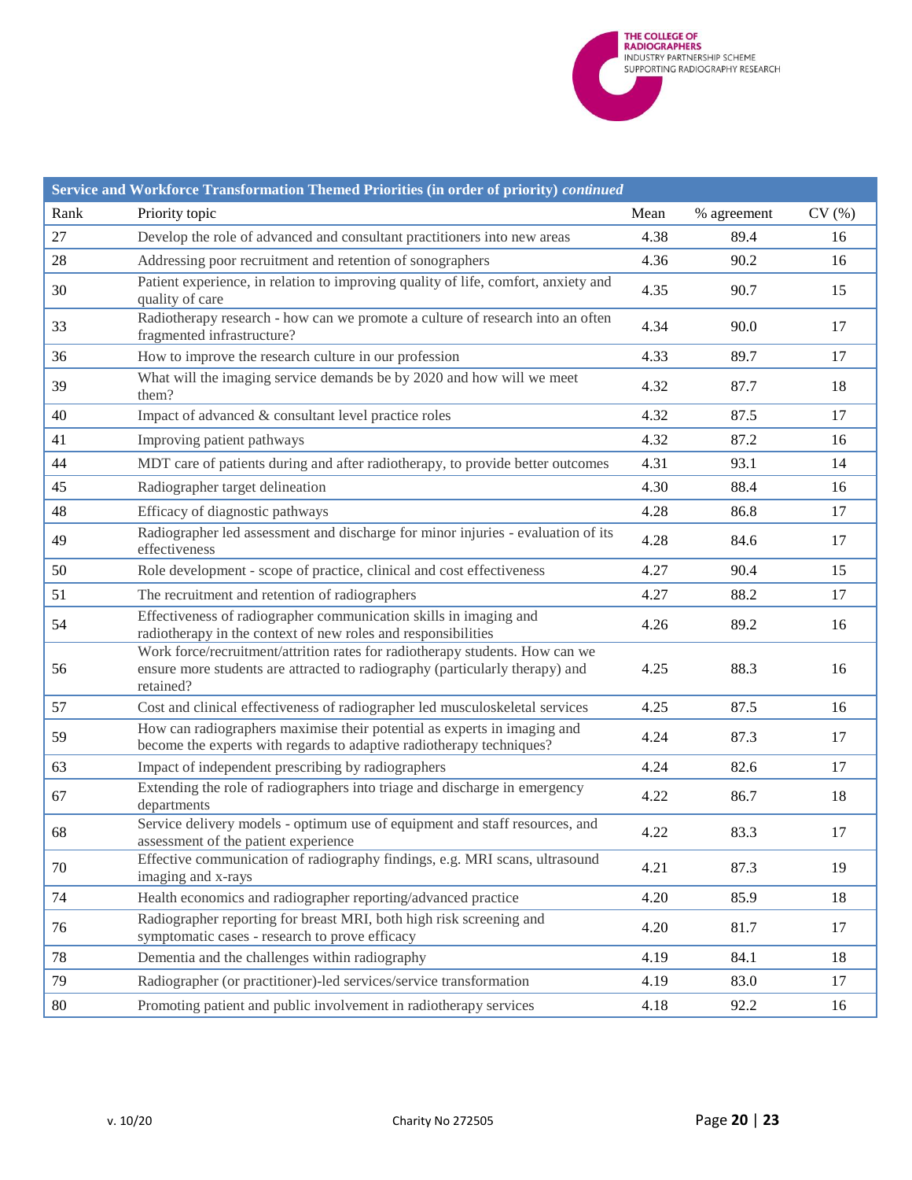| Service and Workforce Transformation Themed Priorities (in order of priority) *continued* | | | | |
|---|---|---|---|---|
| Rank | Priority topic | Mean | % agreement | CV (%) |
| 27 | Develop the role of advanced and consultant practitioners into new areas | 4.38 | 89.4 | 16 |
| 28 | Addressing poor recruitment and retention of sonographers | 4.36 | 90.2 | 16 |
| 30 | Patient experience, in relation to improving quality of life, comfort, anxiety and quality of care | 4.35 | 90.7 | 15 |
| 33 | Radiotherapy research - how can we promote a culture of research into an often fragmented infrastructure? | 4.34 | 90.0 | 17 |
| 36 | How to improve the research culture in our profession | 4.33 | 89.7 | 17 |
| 39 | What will the imaging service demands be by 2020 and how will we meet them? | 4.32 | 87.7 | 18 |
| 40 | Impact of advanced & consultant level practice roles | 4.32 | 87.5 | 17 |
| 41 | Improving patient pathways | 4.32 | 87.2 | 16 |
| 44 | MDT care of patients during and after radiotherapy, to provide better outcomes | 4.31 | 93.1 | 14 |
| 45 | Radiographer target delineation | 4.30 | 88.4 | 16 |
| 48 | Efficacy of diagnostic pathways | 4.28 | 86.8 | 17 |
| 49 | Radiographer led assessment and discharge for minor injuries - evaluation of its effectiveness | 4.28 | 84.6 | 17 |
| 50 | Role development - scope of practice, clinical and cost effectiveness | 4.27 | 90.4 | 15 |
| 51 | The recruitment and retention of radiographers | 4.27 | 88.2 | 17 |
| 54 | Effectiveness of radiographer communication skills in imaging and radiotherapy in the context of new roles and responsibilities | 4.26 | 89.2 | 16 |
| 56 | Work force/recruitment/attrition rates for radiotherapy students. How can we ensure more students are attracted to radiography (particularly therapy) and retained? | 4.25 | 88.3 | 16 |
| 57 | Cost and clinical effectiveness of radiographer led musculoskeletal services | 4.25 | 87.5 | 16 |
| 59 | How can radiographers maximise their potential as experts in imaging and become the experts with regards to adaptive radiotherapy techniques? | 4.24 | 87.3 | 17 |
| 63 | Impact of independent prescribing by radiographers | 4.24 | 82.6 | 17 |
| 67 | Extending the role of radiographers into triage and discharge in emergency departments | 4.22 | 86.7 | 18 |
| 68 | Service delivery models - optimum use of equipment and staff resources, and assessment of the patient experience | 4.22 | 83.3 | 17 |
| 70 | Effective communication of radiography findings, e.g. MRI scans, ultrasound imaging and x-rays | 4.21 | 87.3 | 19 |
| 74 | Health economics and radiographer reporting/advanced practice | 4.20 | 85.9 | 18 |
| 76 | Radiographer reporting for breast MRI, both high risk screening and symptomatic cases - research to prove efficacy | 4.20 | 81.7 | 17 |
| 78 | Dementia and the challenges within radiography | 4.19 | 84.1 | 18 |
| 79 | Radiographer (or practitioner)-led services/service transformation | 4.19 | 83.0 | 17 |
| 80 | Promoting patient and public involvement in radiotherapy services | 4.18 | 92.2 | 16 |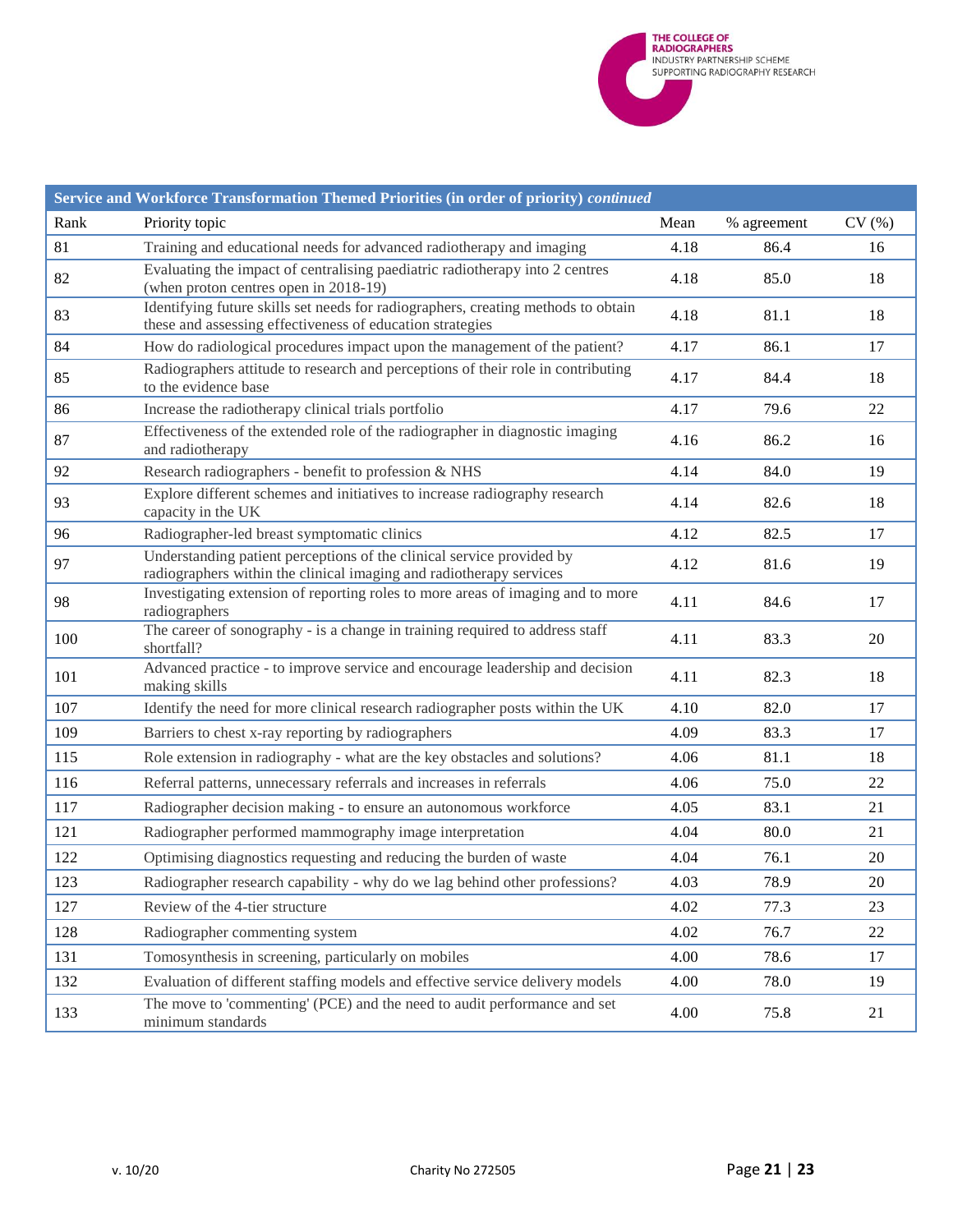| Service and Workforce Transformation Themed Priorities (in order of priority) *continued* | | | | |
|---|---|---|---|---|
| Rank | Priority topic | Mean | % agreement | CV (%) |
| 81 | Training and educational needs for advanced radiotherapy and imaging | 4.18 | 86.4 | 16 |
| 82 | Evaluating the impact of centralising paediatric radiotherapy into 2 centres (when proton centres open in 2018-19) | 4.18 | 85.0 | 18 |
| 83 | Identifying future skills set needs for radiographers, creating methods to obtain these and assessing effectiveness of education strategies | 4.18 | 81.1 | 18 |
| 84 | How do radiological procedures impact upon the management of the patient? | 4.17 | 86.1 | 17 |
| 85 | Radiographers attitude to research and perceptions of their role in contributing to the evidence base | 4.17 | 84.4 | 18 |
| 86 | Increase the radiotherapy clinical trials portfolio | 4.17 | 79.6 | 22 |
| 87 | Effectiveness of the extended role of the radiographer in diagnostic imaging and radiotherapy | 4.16 | 86.2 | 16 |
| 92 | Research radiographers - benefit to profession & NHS | 4.14 | 84.0 | 19 |
| 93 | Explore different schemes and initiatives to increase radiography research capacity in the UK | 4.14 | 82.6 | 18 |
| 96 | Radiographer-led breast symptomatic clinics | 4.12 | 82.5 | 17 |
| 97 | Understanding patient perceptions of the clinical service provided by radiographers within the clinical imaging and radiotherapy services | 4.12 | 81.6 | 19 |
| 98 | Investigating extension of reporting roles to more areas of imaging and to more radiographers | 4.11 | 84.6 | 17 |
| 100 | The career of sonography - is a change in training required to address staff shortfall? | 4.11 | 83.3 | 20 |
| 101 | Advanced practice - to improve service and encourage leadership and decision making skills | 4.11 | 82.3 | 18 |
| 107 | Identify the need for more clinical research radiographer posts within the UK | 4.10 | 82.0 | 17 |
| 109 | Barriers to chest x-ray reporting by radiographers | 4.09 | 83.3 | 17 |
| 115 | Role extension in radiography - what are the key obstacles and solutions? | 4.06 | 81.1 | 18 |
| 116 | Referral patterns, unnecessary referrals and increases in referrals | 4.06 | 75.0 | 22 |
| 117 | Radiographer decision making - to ensure an autonomous workforce | 4.05 | 83.1 | 21 |
| 121 | Radiographer performed mammography image interpretation | 4.04 | 80.0 | 21 |
| 122 | Optimising diagnostics requesting and reducing the burden of waste | 4.04 | 76.1 | 20 |
| 123 | Radiographer research capability - why do we lag behind other professions? | 4.03 | 78.9 | 20 |
| 127 | Review of the 4-tier structure | 4.02 | 77.3 | 23 |
| 128 | Radiographer commenting system | 4.02 | 76.7 | 22 |
| 131 | Tomosynthesis in screening, particularly on mobiles | 4.00 | 78.6 | 17 |
| 132 | Evaluation of different staffing models and effective service delivery models | 4.00 | 78.0 | 19 |
| 133 | The move to 'commenting' (PCE) and the need to audit performance and set minimum standards | 4.00 | 75.8 | 21 |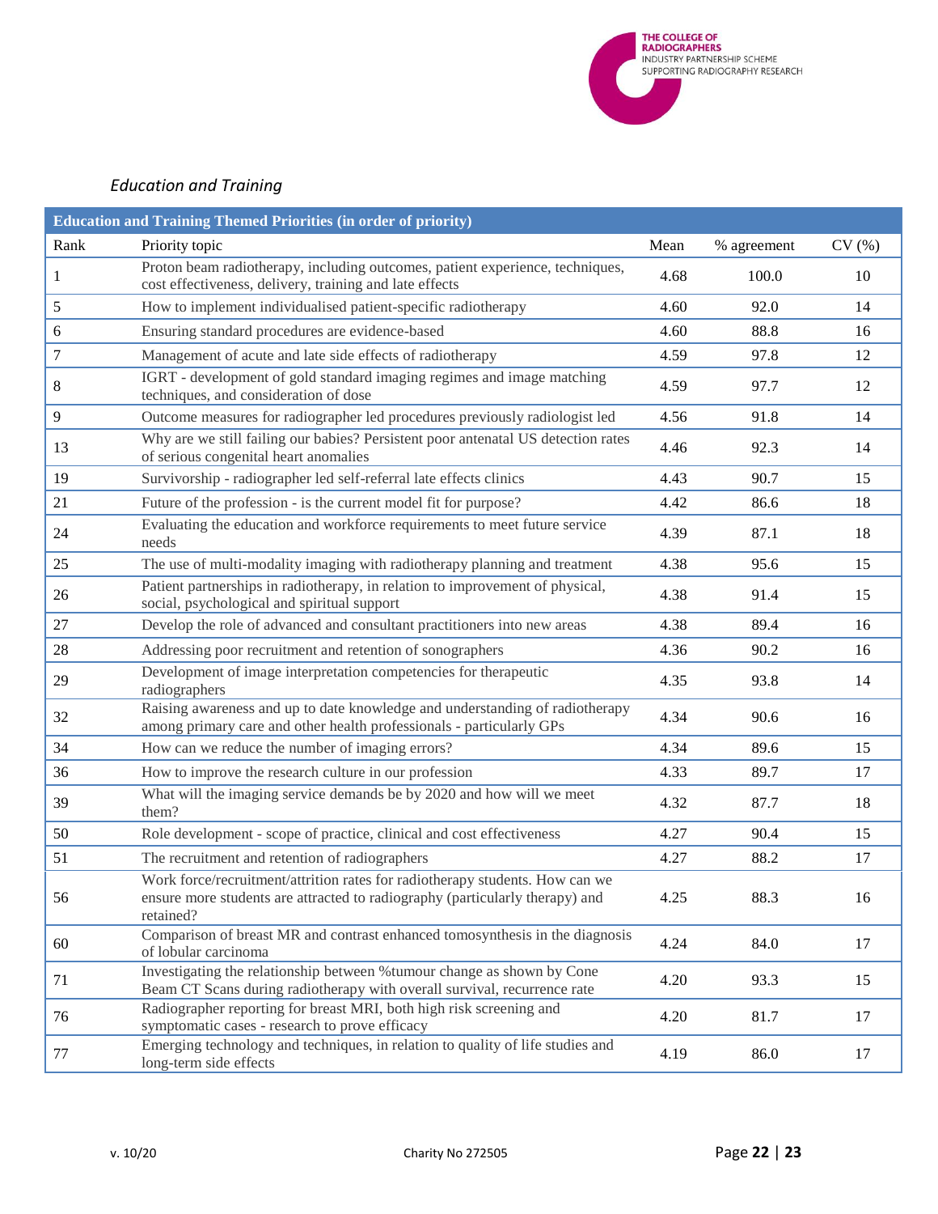*Education and Training*

| Education and Training Themed Priorities (in order of priority) | | | | |
|---|---|---|---|---|
| Rank | Priority topic | Mean | % agreement | CV (%) |
| 1 | Proton beam radiotherapy, including outcomes, patient experience, techniques, cost effectiveness, delivery, training and late effects | 4.68 | 100.0 | 10 |
| 5 | How to implement individualised patient-specific radiotherapy | 4.60 | 92.0 | 14 |
| 6 | Ensuring standard procedures are evidence-based | 4.60 | 88.8 | 16 |
| 7 | Management of acute and late side effects of radiotherapy | 4.59 | 97.8 | 12 |
| 8 | IGRT - development of gold standard imaging regimes and image matching techniques, and consideration of dose | 4.59 | 97.7 | 12 |
| 9 | Outcome measures for radiographer led procedures previously radiologist led | 4.56 | 91.8 | 14 |
| 13 | Why are we still failing our babies? Persistent poor antenatal US detection rates of serious congenital heart anomalies | 4.46 | 92.3 | 14 |
| 19 | Survivorship - radiographer led self-referral late effects clinics | 4.43 | 90.7 | 15 |
| 21 | Future of the profession - is the current model fit for purpose? | 4.42 | 86.6 | 18 |
| 24 | Evaluating the education and workforce requirements to meet future service needs | 4.39 | 87.1 | 18 |
| 25 | The use of multi-modality imaging with radiotherapy planning and treatment | 4.38 | 95.6 | 15 |
| 26 | Patient partnerships in radiotherapy, in relation to improvement of physical, social, psychological and spiritual support | 4.38 | 91.4 | 15 |
| 27 | Develop the role of advanced and consultant practitioners into new areas | 4.38 | 89.4 | 16 |
| 28 | Addressing poor recruitment and retention of sonographers | 4.36 | 90.2 | 16 |
| 29 | Development of image interpretation competencies for therapeutic radiographers | 4.35 | 93.8 | 14 |
| 32 | Raising awareness and up to date knowledge and understanding of radiotherapy among primary care and other health professionals - particularly GPs | 4.34 | 90.6 | 16 |
| 34 | How can we reduce the number of imaging errors? | 4.34 | 89.6 | 15 |
| 36 | How to improve the research culture in our profession | 4.33 | 89.7 | 17 |
| 39 | What will the imaging service demands be by 2020 and how will we meet them? | 4.32 | 87.7 | 18 |
| 50 | Role development - scope of practice, clinical and cost effectiveness | 4.27 | 90.4 | 15 |
| 51 | The recruitment and retention of radiographers | 4.27 | 88.2 | 17 |
| 56 | Work force/recruitment/attrition rates for radiotherapy students. How can we ensure more students are attracted to radiography (particularly therapy) and retained? | 4.25 | 88.3 | 16 |
| 60 | Comparison of breast MR and contrast enhanced tomosynthesis in the diagnosis of lobular carcinoma | 4.24 | 84.0 | 17 |
| 71 | Investigating the relationship between %tumour change as shown by Cone Beam CT Scans during radiotherapy with overall survival, recurrence rate | 4.20 | 93.3 | 15 |
| 76 | Radiographer reporting for breast MRI, both high risk screening and symptomatic cases - research to prove efficacy | 4.20 | 81.7 | 17 |
| 77 | Emerging technology and techniques, in relation to quality of life studies and long-term side effects | 4.19 | 86.0 | 17 |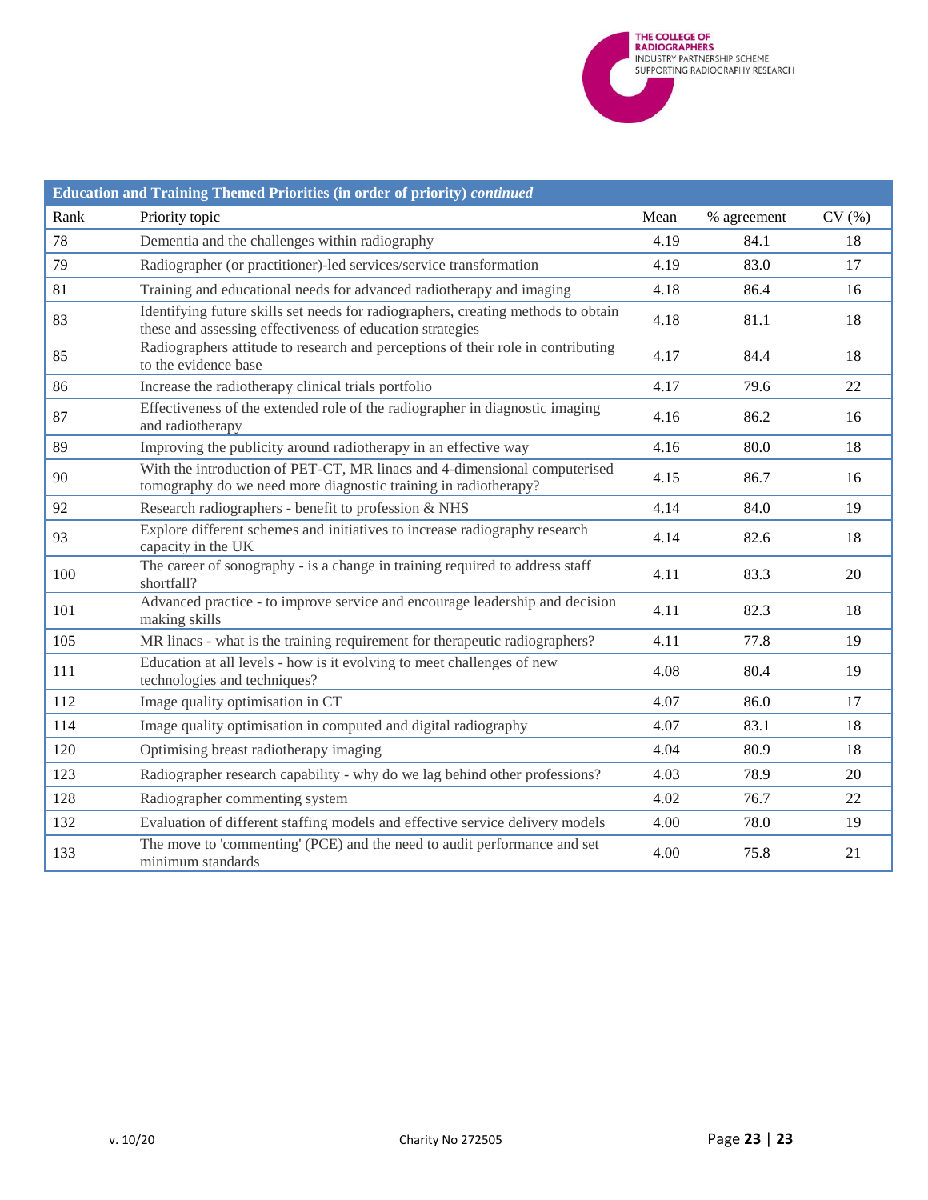| **Education and Training Themed Priorities (in order of priority)** ***continued*** | | | | |
|---|---|---|---|---|
| Rank | Priority topic | Mean | % agreement | CV (%) |
| 78 | Dementia and the challenges within radiography | 4.19 | 84.1 | 18 |
| 79 | Radiographer (or practitioner)-led services/service transformation | 4.19 | 83.0 | 17 |
| 81 | Training and educational needs for advanced radiotherapy and imaging | 4.18 | 86.4 | 16 |
| 83 | Identifying future skills set needs for radiographers, creating methods to obtain these and assessing effectiveness of education strategies | 4.18 | 81.1 | 18 |
| 85 | Radiographers attitude to research and perceptions of their role in contributing to the evidence base | 4.17 | 84.4 | 18 |
| 86 | Increase the radiotherapy clinical trials portfolio | 4.17 | 79.6 | 22 |
| 87 | Effectiveness of the extended role of the radiographer in diagnostic imaging and radiotherapy | 4.16 | 86.2 | 16 |
| 89 | Improving the publicity around radiotherapy in an effective way | 4.16 | 80.0 | 18 |
| 90 | With the introduction of PET-CT, MR linacs and 4-dimensional computerised tomography do we need more diagnostic training in radiotherapy? | 4.15 | 86.7 | 16 |
| 92 | Research radiographers - benefit to profession & NHS | 4.14 | 84.0 | 19 |
| 93 | Explore different schemes and initiatives to increase radiography research capacity in the UK | 4.14 | 82.6 | 18 |
| 100 | The career of sonography - is a change in training required to address staff shortfall? | 4.11 | 83.3 | 20 |
| 101 | Advanced practice - to improve service and encourage leadership and decision making skills | 4.11 | 82.3 | 18 |
| 105 | MR linacs - what is the training requirement for therapeutic radiographers? | 4.11 | 77.8 | 19 |
| 111 | Education at all levels - how is it evolving to meet challenges of new technologies and techniques? | 4.08 | 80.4 | 19 |
| 112 | Image quality optimisation in CT | 4.07 | 86.0 | 17 |
| 114 | Image quality optimisation in computed and digital radiography | 4.07 | 83.1 | 18 |
| 120 | Optimising breast radiotherapy imaging | 4.04 | 80.9 | 18 |
| 123 | Radiographer research capability - why do we lag behind other professions? | 4.03 | 78.9 | 20 |
| 128 | Radiographer commenting system | 4.02 | 76.7 | 22 |
| 132 | Evaluation of different staffing models and effective service delivery models | 4.00 | 78.0 | 19 |
| 133 | The move to 'commenting' (PCE) and the need to audit performance and set minimum standards | 4.00 | 75.8 | 21 |